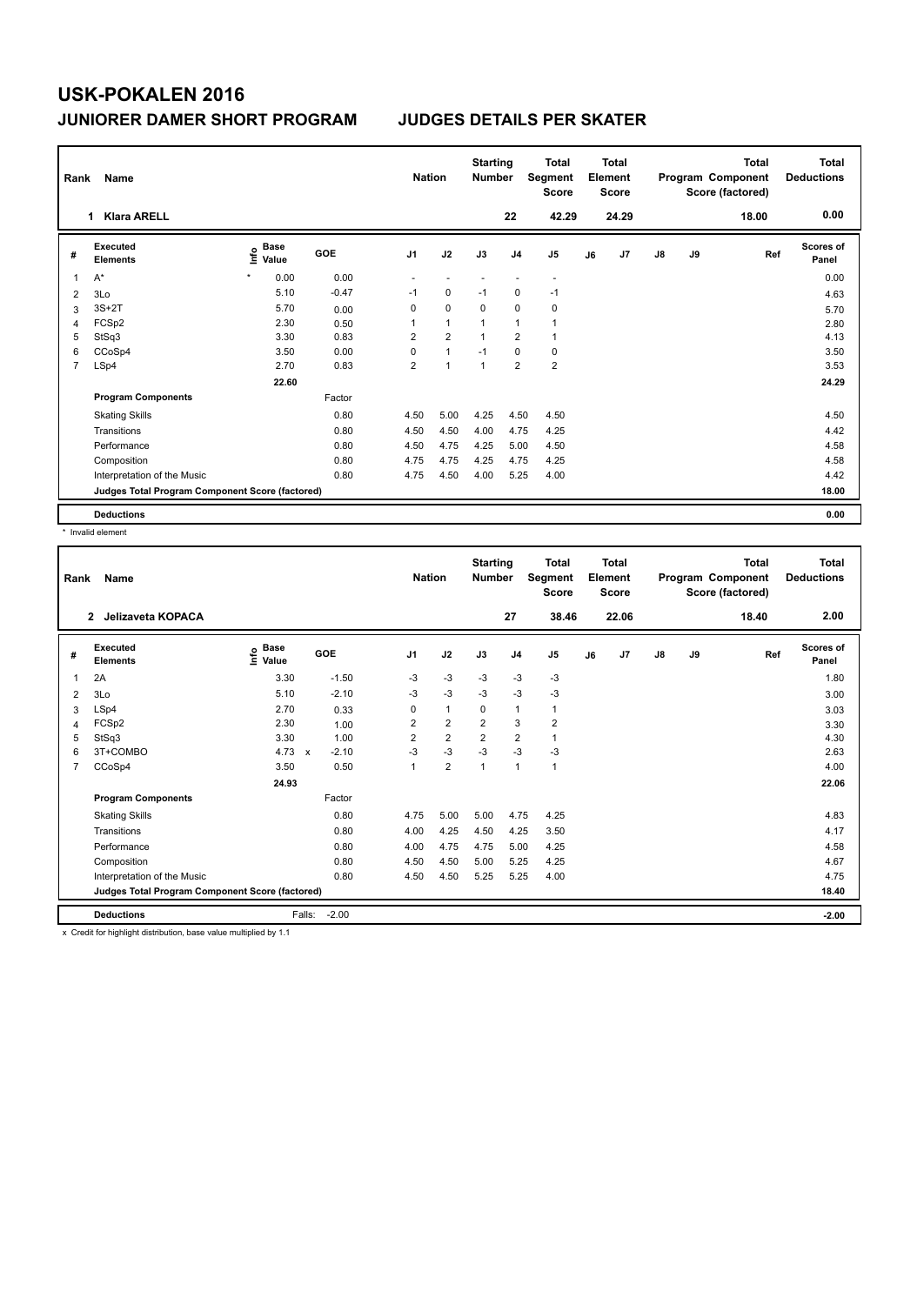# USK-POKALEN 2016

## JUNIORER DAMER SHORT PROGRAM    JUDGES DETAILS PER SKATER

| Rank | Name | Nation | Starting Number | Total Segment Score | Total Element Score | Total Program Component Score (factored) | Total Deductions |
|---|---|---|---|---|---|---|---|
| 1 | Klara ARELL | | 22 | 42.29 | 24.29 | 18.00 | 0.00 |

| # | Executed Elements | Info | Base Value | GOE | J1 | J2 | J3 | J4 | J5 | J6 | J7 | J8 | J9 | Ref | Scores of Panel |
|---|---|---|---|---|---|---|---|---|---|---|---|---|---|---|---|
| 1 | A* | * | 0.00 | 0.00 | - | - | - | - | - | | | | | | 0.00 |
| 2 | 3Lo | | 5.10 | -0.47 | -1 | 0 | -1 | 0 | -1 | | | | | | 4.63 |
| 3 | 3S+2T | | 5.70 | 0.00 | 0 | 0 | 0 | 0 | 0 | | | | | | 5.70 |
| 4 | FCSp2 | | 2.30 | 0.50 | 1 | 1 | 1 | 1 | 1 | | | | | | 2.80 |
| 5 | StSq3 | | 3.30 | 0.83 | 2 | 2 | 1 | 2 | 1 | | | | | | 4.13 |
| 6 | CCoSp4 | | 3.50 | 0.00 | 0 | 1 | -1 | 0 | 0 | | | | | | 3.50 |
| 7 | LSp4 | | 2.70 | 0.83 | 2 | 1 | 1 | 2 | 2 | | | | | | 3.53 |
| | | | 22.60 | | | | | | | | | | | | 24.29 |
| | **Program Components** | | | Factor | | | | | | | | | | | |
| | Skating Skills | | | 0.80 | 4.50 | 5.00 | 4.25 | 4.50 | 4.50 | | | | | | 4.50 |
| | Transitions | | | 0.80 | 4.50 | 4.50 | 4.00 | 4.75 | 4.25 | | | | | | 4.42 |
| | Performance | | | 0.80 | 4.50 | 4.75 | 4.25 | 5.00 | 4.50 | | | | | | 4.58 |
| | Composition | | | 0.80 | 4.75 | 4.75 | 4.25 | 4.75 | 4.25 | | | | | | 4.58 |
| | Interpretation of the Music | | | 0.80 | 4.75 | 4.50 | 4.00 | 5.25 | 4.00 | | | | | | 4.42 |
| | **Judges Total Program Component Score (factored)** | | | | | | | | | | | | | | 18.00 |
| | **Deductions** | | | | | | | | | | | | | | 0.00 |

\* Invalid element

| Rank | Name | Nation | Starting Number | Total Segment Score | Total Element Score | Total Program Component Score (factored) | Total Deductions |
|---|---|---|---|---|---|---|---|
| 2 | Jelizaveta KOPACA | | 27 | 38.46 | 22.06 | 18.40 | 2.00 |

| # | Executed Elements | Info | Base Value | GOE | J1 | J2 | J3 | J4 | J5 | J6 | J7 | J8 | J9 | Ref | Scores of Panel |
|---|---|---|---|---|---|---|---|---|---|---|---|---|---|---|---|
| 1 | 2A | | 3.30 | -1.50 | -3 | -3 | -3 | -3 | -3 | | | | | | 1.80 |
| 2 | 3Lo | | 5.10 | -2.10 | -3 | -3 | -3 | -3 | -3 | | | | | | 3.00 |
| 3 | LSp4 | | 2.70 | 0.33 | 0 | 1 | 0 | 1 | 1 | | | | | | 3.03 |
| 4 | FCSp2 | | 2.30 | 1.00 | 2 | 2 | 2 | 3 | 2 | | | | | | 3.30 |
| 5 | StSq3 | | 3.30 | 1.00 | 2 | 2 | 2 | 2 | 1 | | | | | | 4.30 |
| 6 | 3T+COMBO | | 4.73 x | -2.10 | -3 | -3 | -3 | -3 | -3 | | | | | | 2.63 |
| 7 | CCoSp4 | | 3.50 | 0.50 | 1 | 2 | 1 | 1 | 1 | | | | | | 4.00 |
| | | | 24.93 | | | | | | | | | | | | 22.06 |
| | **Program Components** | | | Factor | | | | | | | | | | | |
| | Skating Skills | | | 0.80 | 4.75 | 5.00 | 5.00 | 4.75 | 4.25 | | | | | | 4.83 |
| | Transitions | | | 0.80 | 4.00 | 4.25 | 4.50 | 4.25 | 3.50 | | | | | | 4.17 |
| | Performance | | | 0.80 | 4.00 | 4.75 | 4.75 | 5.00 | 4.25 | | | | | | 4.58 |
| | Composition | | | 0.80 | 4.50 | 4.50 | 5.00 | 5.25 | 4.25 | | | | | | 4.67 |
| | Interpretation of the Music | | | 0.80 | 4.50 | 4.50 | 5.25 | 5.25 | 4.00 | | | | | | 4.75 |
| | **Judges Total Program Component Score (factored)** | | | | | | | | | | | | | | 18.40 |
| | **Deductions** | | Falls: | -2.00 | | | | | | | | | | | -2.00 |

x Credit for highlight distribution, base value multiplied by 1.1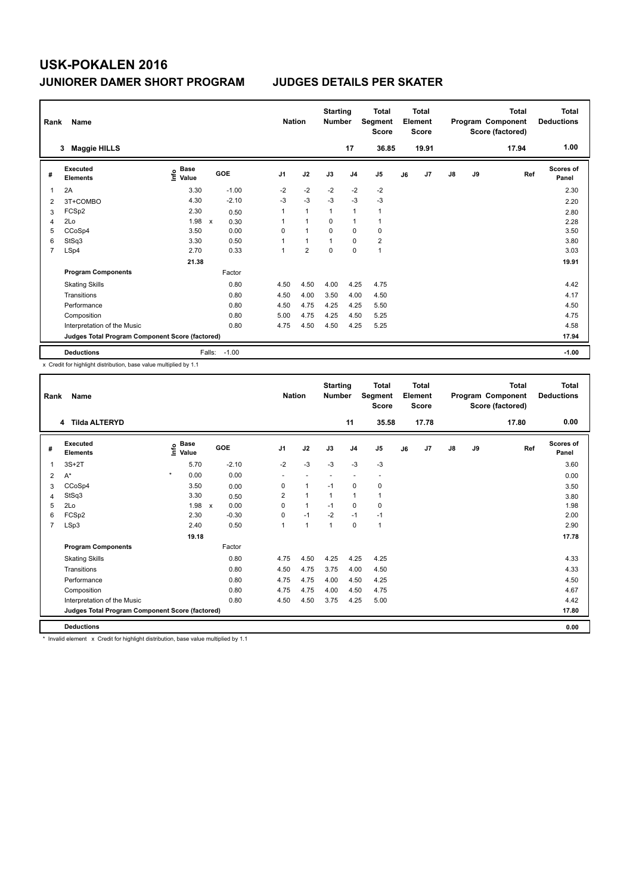# USK-POKALEN 2016

## JUNIORER DAMER SHORT PROGRAM &nbsp;&nbsp;&nbsp;&nbsp; JUDGES DETAILS PER SKATER

| Rank | Name | Nation | Starting Number | Total Segment Score | Total Element Score | Total Program Component Score (factored) | Total Deductions |
|---|---|---|---|---|---|---|---|
| 3 | Maggie HILLS | | 17 | 36.85 | 19.91 | 17.94 | 1.00 |

| # | Executed Elements | Info | Base Value | | GOE | J1 | J2 | J3 | J4 | J5 | J6 | J7 | J8 | J9 | Ref | Scores of Panel |
|---|---|---|---|---|---|---|---|---|---|---|---|---|---|---|---|---|
| 1 | 2A | | 3.30 | | -1.00 | -2 | -2 | -2 | -2 | -2 | | | | | | 2.30 |
| 2 | 3T+COMBO | | 4.30 | | -2.10 | -3 | -3 | -3 | -3 | -3 | | | | | | 2.20 |
| 3 | FCSp2 | | 2.30 | | 0.50 | 1 | 1 | 1 | 1 | 1 | | | | | | 2.80 |
| 4 | 2Lo | | 1.98 | x | 0.30 | 1 | 1 | 0 | 1 | 1 | | | | | | 2.28 |
| 5 | CCoSp4 | | 3.50 | | 0.00 | 0 | 1 | 0 | 0 | 0 | | | | | | 3.50 |
| 6 | StSq3 | | 3.30 | | 0.50 | 1 | 1 | 1 | 0 | 2 | | | | | | 3.80 |
| 7 | LSp4 | | 2.70 | | 0.33 | 1 | 2 | 0 | 0 | 1 | | | | | | 3.03 |
| | | | 21.38 | | | | | | | | | | | | | 19.91 |
| | **Program Components** | | | | Factor | | | | | | | | | | | |
| | Skating Skills | | | | 0.80 | 4.50 | 4.50 | 4.00 | 4.25 | 4.75 | | | | | | 4.42 |
| | Transitions | | | | 0.80 | 4.50 | 4.00 | 3.50 | 4.00 | 4.50 | | | | | | 4.17 |
| | Performance | | | | 0.80 | 4.50 | 4.75 | 4.25 | 4.25 | 5.50 | | | | | | 4.50 |
| | Composition | | | | 0.80 | 5.00 | 4.75 | 4.25 | 4.50 | 5.25 | | | | | | 4.75 |
| | Interpretation of the Music | | | | 0.80 | 4.75 | 4.50 | 4.50 | 4.25 | 5.25 | | | | | | 4.58 |
| | **Judges Total Program Component Score (factored)** | | | | | | | | | | | | | | | 17.94 |
| | **Deductions** | | | Falls: | -1.00 | | | | | | | | | | | -1.00 |

x Credit for highlight distribution, base value multiplied by 1.1

| Rank | Name | Nation | Starting Number | Total Segment Score | Total Element Score | Total Program Component Score (factored) | Total Deductions |
|---|---|---|---|---|---|---|---|
| 4 | Tilda ALTERYD | | 11 | 35.58 | 17.78 | 17.80 | 0.00 |

| # | Executed Elements | Info | Base Value | | GOE | J1 | J2 | J3 | J4 | J5 | J6 | J7 | J8 | J9 | Ref | Scores of Panel |
|---|---|---|---|---|---|---|---|---|---|---|---|---|---|---|---|---|
| 1 | 3S+2T | | 5.70 | | -2.10 | -2 | -3 | -3 | -3 | -3 | | | | | | 3.60 |
| 2 | A* | * | 0.00 | | 0.00 | - | - | - | - | - | | | | | | 0.00 |
| 3 | CCoSp4 | | 3.50 | | 0.00 | 0 | 1 | -1 | 0 | 0 | | | | | | 3.50 |
| 4 | StSq3 | | 3.30 | | 0.50 | 2 | 1 | 1 | 1 | 1 | | | | | | 3.80 |
| 5 | 2Lo | | 1.98 | x | 0.00 | 0 | 1 | -1 | 0 | 0 | | | | | | 1.98 |
| 6 | FCSp2 | | 2.30 | | -0.30 | 0 | -1 | -2 | -1 | -1 | | | | | | 2.00 |
| 7 | LSp3 | | 2.40 | | 0.50 | 1 | 1 | 1 | 0 | 1 | | | | | | 2.90 |
| | | | 19.18 | | | | | | | | | | | | | 17.78 |
| | **Program Components** | | | | Factor | | | | | | | | | | | |
| | Skating Skills | | | | 0.80 | 4.75 | 4.50 | 4.25 | 4.25 | 4.25 | | | | | | 4.33 |
| | Transitions | | | | 0.80 | 4.50 | 4.75 | 3.75 | 4.00 | 4.50 | | | | | | 4.33 |
| | Performance | | | | 0.80 | 4.75 | 4.75 | 4.00 | 4.50 | 4.25 | | | | | | 4.50 |
| | Composition | | | | 0.80 | 4.75 | 4.75 | 4.00 | 4.50 | 4.75 | | | | | | 4.67 |
| | Interpretation of the Music | | | | 0.80 | 4.50 | 4.50 | 3.75 | 4.25 | 5.00 | | | | | | 4.42 |
| | **Judges Total Program Component Score (factored)** | | | | | | | | | | | | | | | 17.80 |
| | **Deductions** | | | | | | | | | | | | | | | 0.00 |

\* Invalid element x Credit for highlight distribution, base value multiplied by 1.1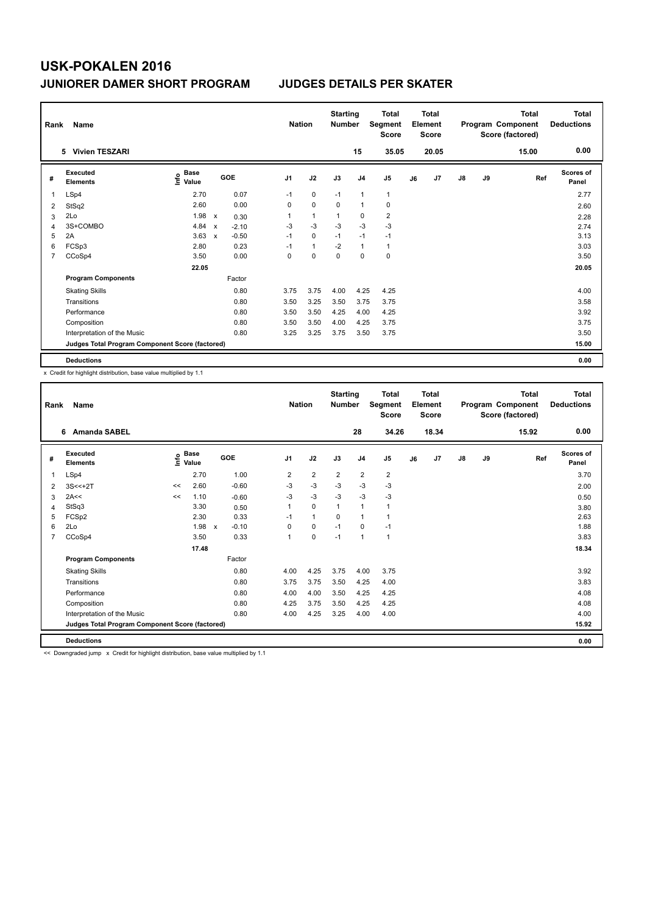# USK-POKALEN 2016

## JUNIORER DAMER SHORT PROGRAM    JUDGES DETAILS PER SKATER

| Rank | Name | Nation | Starting Number | Total Segment Score | Total Element Score | Total Program Component Score (factored) | Total Deductions |
|---|---|---|---|---|---|---|---|
| 5 | Vivien TESZARI | | 15 | 35.05 | 20.05 | 15.00 | 0.00 |

| # | Executed Elements | Info | Base Value | | GOE | J1 | J2 | J3 | J4 | J5 | J6 | J7 | J8 | J9 | Ref | Scores of Panel |
|---|---|---|---|---|---|---|---|---|---|---|---|---|---|---|---|---|
| 1 | LSp4 | | 2.70 | | 0.07 | -1 | 0 | -1 | 1 | 1 | | | | | | 2.77 |
| 2 | StSq2 | | 2.60 | | 0.00 | 0 | 0 | 0 | 1 | 0 | | | | | | 2.60 |
| 3 | 2Lo | | 1.98 | x | 0.30 | 1 | 1 | 1 | 0 | 2 | | | | | | 2.28 |
| 4 | 3S+COMBO | | 4.84 | x | -2.10 | -3 | -3 | -3 | -3 | -3 | | | | | | 2.74 |
| 5 | 2A | | 3.63 | x | -0.50 | -1 | 0 | -1 | -1 | -1 | | | | | | 3.13 |
| 6 | FCSp3 | | 2.80 | | 0.23 | -1 | 1 | -2 | 1 | 1 | | | | | | 3.03 |
| 7 | CCoSp4 | | 3.50 | | 0.00 | 0 | 0 | 0 | 0 | 0 | | | | | | 3.50 |
| | | | 22.05 | | | | | | | | | | | | | 20.05 |
| | **Program Components** | | | | Factor | | | | | | | | | | | |
| | Skating Skills | | | | 0.80 | 3.75 | 3.75 | 4.00 | 4.25 | 4.25 | | | | | | 4.00 |
| | Transitions | | | | 0.80 | 3.50 | 3.25 | 3.50 | 3.75 | 3.75 | | | | | | 3.58 |
| | Performance | | | | 0.80 | 3.50 | 3.50 | 4.25 | 4.00 | 4.25 | | | | | | 3.92 |
| | Composition | | | | 0.80 | 3.50 | 3.50 | 4.00 | 4.25 | 3.75 | | | | | | 3.75 |
| | Interpretation of the Music | | | | 0.80 | 3.25 | 3.25 | 3.75 | 3.50 | 3.75 | | | | | | 3.50 |
| | **Judges Total Program Component Score (factored)** | | | | | | | | | | | | | | | 15.00 |
| | **Deductions** | | | | | | | | | | | | | | | 0.00 |

x Credit for highlight distribution, base value multiplied by 1.1

| Rank | Name | Nation | Starting Number | Total Segment Score | Total Element Score | Total Program Component Score (factored) | Total Deductions |
|---|---|---|---|---|---|---|---|
| 6 | Amanda SABEL | | 28 | 34.26 | 18.34 | 15.92 | 0.00 |

| # | Executed Elements | Info | Base Value | | GOE | J1 | J2 | J3 | J4 | J5 | J6 | J7 | J8 | J9 | Ref | Scores of Panel |
|---|---|---|---|---|---|---|---|---|---|---|---|---|---|---|---|---|
| 1 | LSp4 | | 2.70 | | 1.00 | 2 | 2 | 2 | 2 | 2 | | | | | | 3.70 |
| 2 | 3S<<+2T | << | 2.60 | | -0.60 | -3 | -3 | -3 | -3 | -3 | | | | | | 2.00 |
| 3 | 2A<< | << | 1.10 | | -0.60 | -3 | -3 | -3 | -3 | -3 | | | | | | 0.50 |
| 4 | StSq3 | | 3.30 | | 0.50 | 1 | 0 | 1 | 1 | 1 | | | | | | 3.80 |
| 5 | FCSp2 | | 2.30 | | 0.33 | -1 | 1 | 0 | 1 | 1 | | | | | | 2.63 |
| 6 | 2Lo | | 1.98 | x | -0.10 | 0 | 0 | -1 | 0 | -1 | | | | | | 1.88 |
| 7 | CCoSp4 | | 3.50 | | 0.33 | 1 | 0 | -1 | 1 | 1 | | | | | | 3.83 |
| | | | 17.48 | | | | | | | | | | | | | 18.34 |
| | **Program Components** | | | | Factor | | | | | | | | | | | |
| | Skating Skills | | | | 0.80 | 4.00 | 4.25 | 3.75 | 4.00 | 3.75 | | | | | | 3.92 |
| | Transitions | | | | 0.80 | 3.75 | 3.75 | 3.50 | 4.25 | 4.00 | | | | | | 3.83 |
| | Performance | | | | 0.80 | 4.00 | 4.00 | 3.50 | 4.25 | 4.25 | | | | | | 4.08 |
| | Composition | | | | 0.80 | 4.25 | 3.75 | 3.50 | 4.25 | 4.25 | | | | | | 4.08 |
| | Interpretation of the Music | | | | 0.80 | 4.00 | 4.25 | 3.25 | 4.00 | 4.00 | | | | | | 4.00 |
| | **Judges Total Program Component Score (factored)** | | | | | | | | | | | | | | | 15.92 |
| | **Deductions** | | | | | | | | | | | | | | | 0.00 |

<< Downgraded jump x Credit for highlight distribution, base value multiplied by 1.1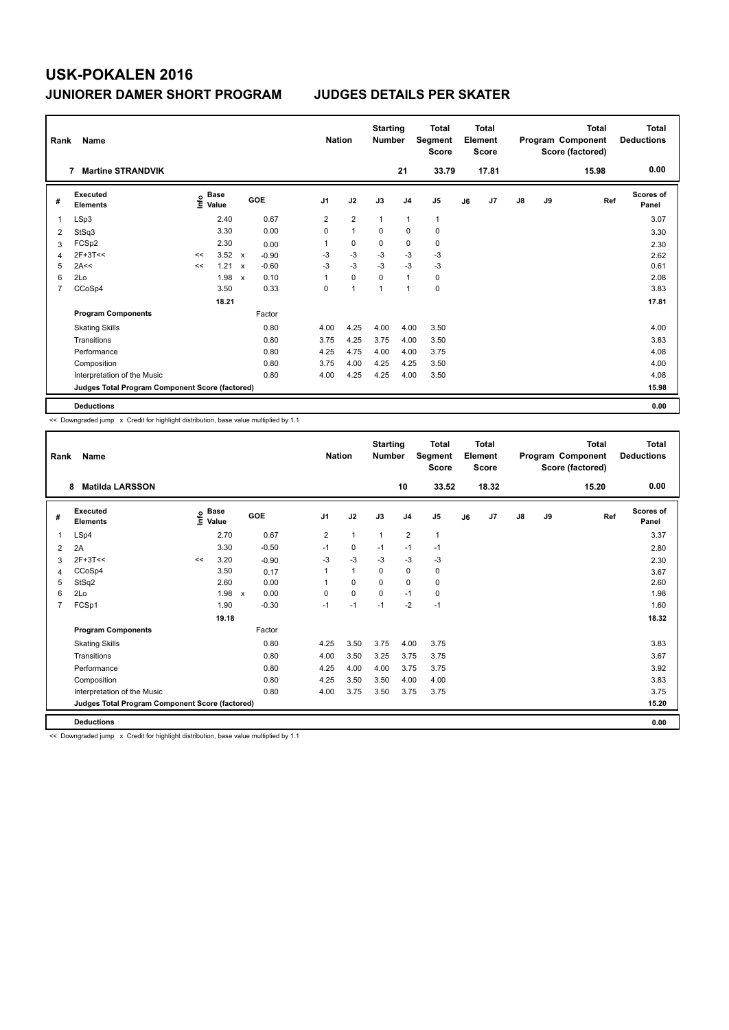# USK-POKALEN 2016

## JUNIORER DAMER SHORT PROGRAM — JUDGES DETAILS PER SKATER

| Rank | Name | Nation | Starting Number | Total Segment Score | Total Element Score | Total Program Component Score (factored) | Total Deductions |
|---|---|---|---|---|---|---|---|
| 7 | Martine STRANDVIK | | 21 | 33.79 | 17.81 | 15.98 | 0.00 |

| # | Executed Elements | Info | Base Value | | GOE | J1 | J2 | J3 | J4 | J5 | J6 | J7 | J8 | J9 | Ref | Scores of Panel |
|---|---|---|---|---|---|---|---|---|---|---|---|---|---|---|---|---|
| 1 | LSp3 | | 2.40 | | 0.67 | 2 | 2 | 1 | 1 | 1 | | | | | | 3.07 |
| 2 | StSq3 | | 3.30 | | 0.00 | 0 | 1 | 0 | 0 | 0 | | | | | | 3.30 |
| 3 | FCSp2 | | 2.30 | | 0.00 | 1 | 0 | 0 | 0 | 0 | | | | | | 2.30 |
| 4 | 2F+3T<< | << | 3.52 | x | -0.90 | -3 | -3 | -3 | -3 | -3 | | | | | | 2.62 |
| 5 | 2A<< | << | 1.21 | x | -0.60 | -3 | -3 | -3 | -3 | -3 | | | | | | 0.61 |
| 6 | 2Lo | | 1.98 | x | 0.10 | 1 | 0 | 0 | 1 | 0 | | | | | | 2.08 |
| 7 | CCoSp4 | | 3.50 | | 0.33 | 0 | 1 | 1 | 1 | 0 | | | | | | 3.83 |
| | | | 18.21 | | | | | | | | | | | | | 17.81 |
| | **Program Components** | | | | Factor | | | | | | | | | | | |
| | Skating Skills | | | | 0.80 | 4.00 | 4.25 | 4.00 | 4.00 | 3.50 | | | | | | 4.00 |
| | Transitions | | | | 0.80 | 3.75 | 4.25 | 3.75 | 4.00 | 3.50 | | | | | | 3.83 |
| | Performance | | | | 0.80 | 4.25 | 4.75 | 4.00 | 4.00 | 3.75 | | | | | | 4.08 |
| | Composition | | | | 0.80 | 3.75 | 4.00 | 4.25 | 4.25 | 3.50 | | | | | | 4.00 |
| | Interpretation of the Music | | | | 0.80 | 4.00 | 4.25 | 4.25 | 4.00 | 3.50 | | | | | | 4.08 |
| | **Judges Total Program Component Score (factored)** | | | | | | | | | | | | | | | 15.98 |
| | **Deductions** | | | | | | | | | | | | | | | 0.00 |

<< Downgraded jump x Credit for highlight distribution, base value multiplied by 1.1

| Rank | Name | Nation | Starting Number | Total Segment Score | Total Element Score | Total Program Component Score (factored) | Total Deductions |
|---|---|---|---|---|---|---|---|
| 8 | Matilda LARSSON | | 10 | 33.52 | 18.32 | 15.20 | 0.00 |

| # | Executed Elements | Info | Base Value | | GOE | J1 | J2 | J3 | J4 | J5 | J6 | J7 | J8 | J9 | Ref | Scores of Panel |
|---|---|---|---|---|---|---|---|---|---|---|---|---|---|---|---|---|
| 1 | LSp4 | | 2.70 | | 0.67 | 2 | 1 | 1 | 2 | 1 | | | | | | 3.37 |
| 2 | 2A | | 3.30 | | -0.50 | -1 | 0 | -1 | -1 | -1 | | | | | | 2.80 |
| 3 | 2F+3T<< | << | 3.20 | | -0.90 | -3 | -3 | -3 | -3 | -3 | | | | | | 2.30 |
| 4 | CCoSp4 | | 3.50 | | 0.17 | 1 | 1 | 0 | 0 | 0 | | | | | | 3.67 |
| 5 | StSq2 | | 2.60 | | 0.00 | 1 | 0 | 0 | 0 | 0 | | | | | | 2.60 |
| 6 | 2Lo | | 1.98 | x | 0.00 | 0 | 0 | 0 | -1 | 0 | | | | | | 1.98 |
| 7 | FCSp1 | | 1.90 | | -0.30 | -1 | -1 | -1 | -2 | -1 | | | | | | 1.60 |
| | | | 19.18 | | | | | | | | | | | | | 18.32 |
| | **Program Components** | | | | Factor | | | | | | | | | | | |
| | Skating Skills | | | | 0.80 | 4.25 | 3.50 | 3.75 | 4.00 | 3.75 | | | | | | 3.83 |
| | Transitions | | | | 0.80 | 4.00 | 3.50 | 3.25 | 3.75 | 3.75 | | | | | | 3.67 |
| | Performance | | | | 0.80 | 4.25 | 4.00 | 4.00 | 3.75 | 3.75 | | | | | | 3.92 |
| | Composition | | | | 0.80 | 4.25 | 3.50 | 3.50 | 4.00 | 4.00 | | | | | | 3.83 |
| | Interpretation of the Music | | | | 0.80 | 4.00 | 3.75 | 3.50 | 3.75 | 3.75 | | | | | | 3.75 |
| | **Judges Total Program Component Score (factored)** | | | | | | | | | | | | | | | 15.20 |
| | **Deductions** | | | | | | | | | | | | | | | 0.00 |

<< Downgraded jump x Credit for highlight distribution, base value multiplied by 1.1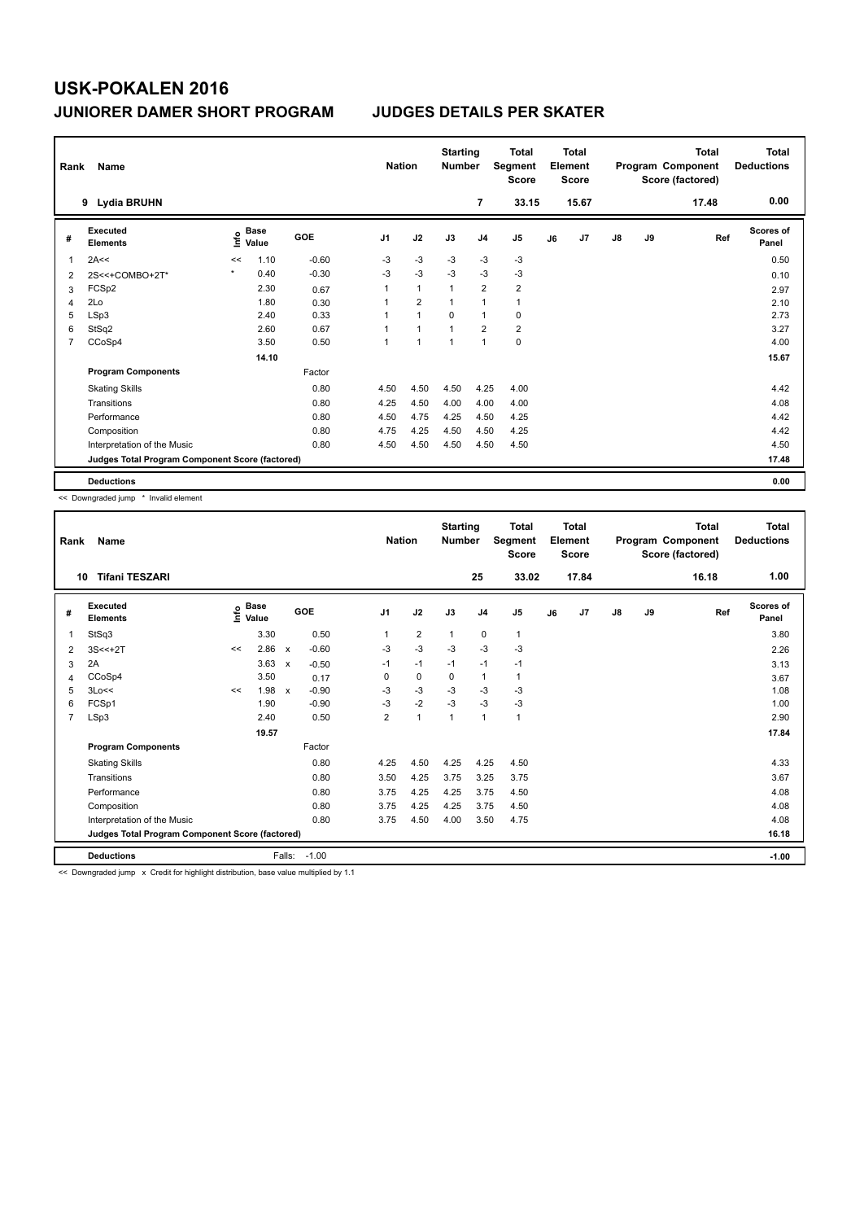# USK-POKALEN 2016

## JUNIORER DAMER SHORT PROGRAM — JUDGES DETAILS PER SKATER

| Rank | Name | Nation | Starting Number | Total Segment Score | Total Element Score | Total Program Component Score (factored) | Total Deductions |
|---|---|---|---|---|---|---|---|
| 9 | Lydia BRUHN | | 7 | 33.15 | 15.67 | 17.48 | 0.00 |

| # | Executed Elements | Info | Base Value | | GOE | J1 | J2 | J3 | J4 | J5 | J6 | J7 | J8 | J9 | Ref | Scores of Panel |
|---|---|---|---|---|---|---|---|---|---|---|---|---|---|---|---|---|
| 1 | 2A<< | << | 1.10 | | -0.60 | -3 | -3 | -3 | -3 | -3 | | | | | | 0.50 |
| 2 | 2S<<+COMBO+2T* | * | 0.40 | | -0.30 | -3 | -3 | -3 | -3 | -3 | | | | | | 0.10 |
| 3 | FCSp2 | | 2.30 | | 0.67 | 1 | 1 | 1 | 2 | 2 | | | | | | 2.97 |
| 4 | 2Lo | | 1.80 | | 0.30 | 1 | 2 | 1 | 1 | 1 | | | | | | 2.10 |
| 5 | LSp3 | | 2.40 | | 0.33 | 1 | 1 | 0 | 1 | 0 | | | | | | 2.73 |
| 6 | StSq2 | | 2.60 | | 0.67 | 1 | 1 | 1 | 2 | 2 | | | | | | 3.27 |
| 7 | CCoSp4 | | 3.50 | | 0.50 | 1 | 1 | 1 | 1 | 0 | | | | | | 4.00 |
| | | | 14.10 | | | | | | | | | | | | | 15.67 |
| | **Program Components** | | | | Factor | | | | | | | | | | | |
| | Skating Skills | | | | 0.80 | 4.50 | 4.50 | 4.50 | 4.25 | 4.00 | | | | | | 4.42 |
| | Transitions | | | | 0.80 | 4.25 | 4.50 | 4.00 | 4.00 | 4.00 | | | | | | 4.08 |
| | Performance | | | | 0.80 | 4.50 | 4.75 | 4.25 | 4.50 | 4.25 | | | | | | 4.42 |
| | Composition | | | | 0.80 | 4.75 | 4.25 | 4.50 | 4.50 | 4.25 | | | | | | 4.42 |
| | Interpretation of the Music | | | | 0.80 | 4.50 | 4.50 | 4.50 | 4.50 | 4.50 | | | | | | 4.50 |
| | **Judges Total Program Component Score (factored)** | | | | | | | | | | | | | | | 17.48 |
| | **Deductions** | | | | | | | | | | | | | | | 0.00 |

<< Downgraded jump * Invalid element

| Rank | Name | Nation | Starting Number | Total Segment Score | Total Element Score | Total Program Component Score (factored) | Total Deductions |
|---|---|---|---|---|---|---|---|
| 10 | Tifani TESZARI | | 25 | 33.02 | 17.84 | 16.18 | 1.00 |

| # | Executed Elements | Info | Base Value | | GOE | J1 | J2 | J3 | J4 | J5 | J6 | J7 | J8 | J9 | Ref | Scores of Panel |
|---|---|---|---|---|---|---|---|---|---|---|---|---|---|---|---|---|
| 1 | StSq3 | | 3.30 | | 0.50 | 1 | 2 | 1 | 0 | 1 | | | | | | 3.80 |
| 2 | 3S<<+2T | << | 2.86 | x | -0.60 | -3 | -3 | -3 | -3 | -3 | | | | | | 2.26 |
| 3 | 2A | | 3.63 | x | -0.50 | -1 | -1 | -1 | -1 | -1 | | | | | | 3.13 |
| 4 | CCoSp4 | | 3.50 | | 0.17 | 0 | 0 | 0 | 1 | 1 | | | | | | 3.67 |
| 5 | 3Lo<< | << | 1.98 | x | -0.90 | -3 | -3 | -3 | -3 | -3 | | | | | | 1.08 |
| 6 | FCSp1 | | 1.90 | | -0.90 | -3 | -2 | -3 | -3 | -3 | | | | | | 1.00 |
| 7 | LSp3 | | 2.40 | | 0.50 | 2 | 1 | 1 | 1 | 1 | | | | | | 2.90 |
| | | | 19.57 | | | | | | | | | | | | | 17.84 |
| | **Program Components** | | | | Factor | | | | | | | | | | | |
| | Skating Skills | | | | 0.80 | 4.25 | 4.50 | 4.25 | 4.25 | 4.50 | | | | | | 4.33 |
| | Transitions | | | | 0.80 | 3.50 | 4.25 | 3.75 | 3.25 | 3.75 | | | | | | 3.67 |
| | Performance | | | | 0.80 | 3.75 | 4.25 | 4.25 | 3.75 | 4.50 | | | | | | 4.08 |
| | Composition | | | | 0.80 | 3.75 | 4.25 | 4.25 | 3.75 | 4.50 | | | | | | 4.08 |
| | Interpretation of the Music | | | | 0.80 | 3.75 | 4.50 | 4.00 | 3.50 | 4.75 | | | | | | 4.08 |
| | **Judges Total Program Component Score (factored)** | | | | | | | | | | | | | | | 16.18 |
| | **Deductions** | | Falls: | | -1.00 | | | | | | | | | | | -1.00 |

<< Downgraded jump x Credit for highlight distribution, base value multiplied by 1.1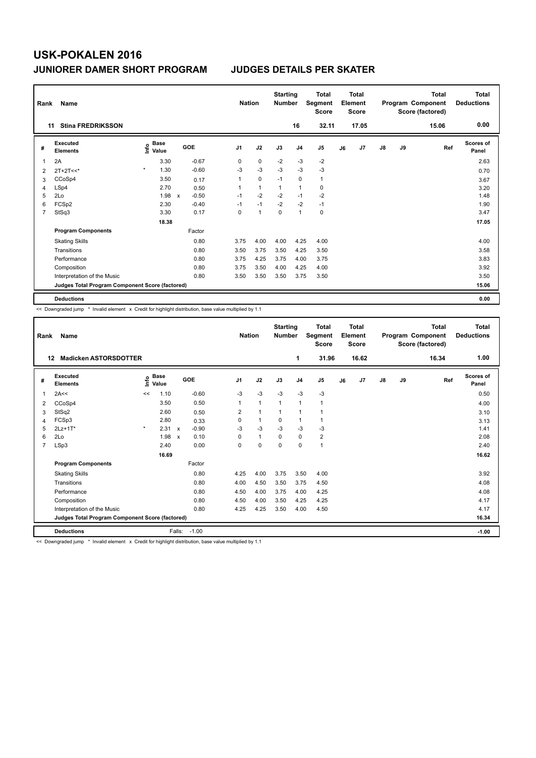# USK-POKALEN 2016

## JUNIORER DAMER SHORT PROGRAM — JUDGES DETAILS PER SKATER

| Rank | Name | Nation | Starting Number | Total Segment Score | Total Element Score | Total Program Component Score (factored) | Total Deductions |
|---|---|---|---|---|---|---|---|
| 11 | Stina FREDRIKSSON | | 16 | 32.11 | 17.05 | 15.06 | 0.00 |

| # | Executed Elements | Info | Base Value | | GOE | J1 | J2 | J3 | J4 | J5 | J6 | J7 | J8 | J9 | Ref | Scores of Panel |
|---|---|---|---|---|---|---|---|---|---|---|---|---|---|---|---|---|
| 1 | 2A | | 3.30 | | -0.67 | 0 | 0 | -2 | -3 | -2 | | | | | | 2.63 |
| 2 | 2T+2T<<* | * | 1.30 | | -0.60 | -3 | -3 | -3 | -3 | -3 | | | | | | 0.70 |
| 3 | CCoSp4 | | 3.50 | | 0.17 | 1 | 0 | -1 | 0 | 1 | | | | | | 3.67 |
| 4 | LSp4 | | 2.70 | | 0.50 | 1 | 1 | 1 | 1 | 0 | | | | | | 3.20 |
| 5 | 2Lo | | 1.98 | x | -0.50 | -1 | -2 | -2 | -1 | -2 | | | | | | 1.48 |
| 6 | FCSp2 | | 2.30 | | -0.40 | -1 | -1 | -2 | -2 | -1 | | | | | | 1.90 |
| 7 | StSq3 | | 3.30 | | 0.17 | 0 | 1 | 0 | 1 | 0 | | | | | | 3.47 |
| | | | 18.38 | | | | | | | | | | | | | 17.05 |
| | **Program Components** | | | | Factor | | | | | | | | | | | |
| | Skating Skills | | | | 0.80 | 3.75 | 4.00 | 4.00 | 4.25 | 4.00 | | | | | | 4.00 |
| | Transitions | | | | 0.80 | 3.50 | 3.75 | 3.50 | 4.25 | 3.50 | | | | | | 3.58 |
| | Performance | | | | 0.80 | 3.75 | 4.25 | 3.75 | 4.00 | 3.75 | | | | | | 3.83 |
| | Composition | | | | 0.80 | 3.75 | 3.50 | 4.00 | 4.25 | 4.00 | | | | | | 3.92 |
| | Interpretation of the Music | | | | 0.80 | 3.50 | 3.50 | 3.50 | 3.75 | 3.50 | | | | | | 3.50 |
| | **Judges Total Program Component Score (factored)** | | | | | | | | | | | | | | | 15.06 |
| | **Deductions** | | | | | | | | | | | | | | | 0.00 |

<< Downgraded jump * Invalid element x Credit for highlight distribution, base value multiplied by 1.1

| Rank | Name | Nation | Starting Number | Total Segment Score | Total Element Score | Total Program Component Score (factored) | Total Deductions |
|---|---|---|---|---|---|---|---|
| 12 | Madicken ASTORSDOTTER | | 1 | 31.96 | 16.62 | 16.34 | 1.00 |

| # | Executed Elements | Info | Base Value | | GOE | J1 | J2 | J3 | J4 | J5 | J6 | J7 | J8 | J9 | Ref | Scores of Panel |
|---|---|---|---|---|---|---|---|---|---|---|---|---|---|---|---|---|
| 1 | 2A<< | << | 1.10 | | -0.60 | -3 | -3 | -3 | -3 | -3 | | | | | | 0.50 |
| 2 | CCoSp4 | | 3.50 | | 0.50 | 1 | 1 | 1 | 1 | 1 | | | | | | 4.00 |
| 3 | StSq2 | | 2.60 | | 0.50 | 2 | 1 | 1 | 1 | 1 | | | | | | 3.10 |
| 4 | FCSp3 | | 2.80 | | 0.33 | 0 | 1 | 0 | 1 | 1 | | | | | | 3.13 |
| 5 | 2Lz+1T* | * | 2.31 | x | -0.90 | -3 | -3 | -3 | -3 | -3 | | | | | | 1.41 |
| 6 | 2Lo | | 1.98 | x | 0.10 | 0 | 1 | 0 | 0 | 2 | | | | | | 2.08 |
| 7 | LSp3 | | 2.40 | | 0.00 | 0 | 0 | 0 | 0 | 1 | | | | | | 2.40 |
| | | | 16.69 | | | | | | | | | | | | | 16.62 |
| | **Program Components** | | | | Factor | | | | | | | | | | | |
| | Skating Skills | | | | 0.80 | 4.25 | 4.00 | 3.75 | 3.50 | 4.00 | | | | | | 3.92 |
| | Transitions | | | | 0.80 | 4.00 | 4.50 | 3.50 | 3.75 | 4.50 | | | | | | 4.08 |
| | Performance | | | | 0.80 | 4.50 | 4.00 | 3.75 | 4.00 | 4.25 | | | | | | 4.08 |
| | Composition | | | | 0.80 | 4.50 | 4.00 | 3.50 | 4.25 | 4.25 | | | | | | 4.17 |
| | Interpretation of the Music | | | | 0.80 | 4.25 | 4.25 | 3.50 | 4.00 | 4.50 | | | | | | 4.17 |
| | **Judges Total Program Component Score (factored)** | | | | | | | | | | | | | | | 16.34 |
| | **Deductions** | | | | Falls: -1.00 | | | | | | | | | | | -1.00 |

<< Downgraded jump * Invalid element x Credit for highlight distribution, base value multiplied by 1.1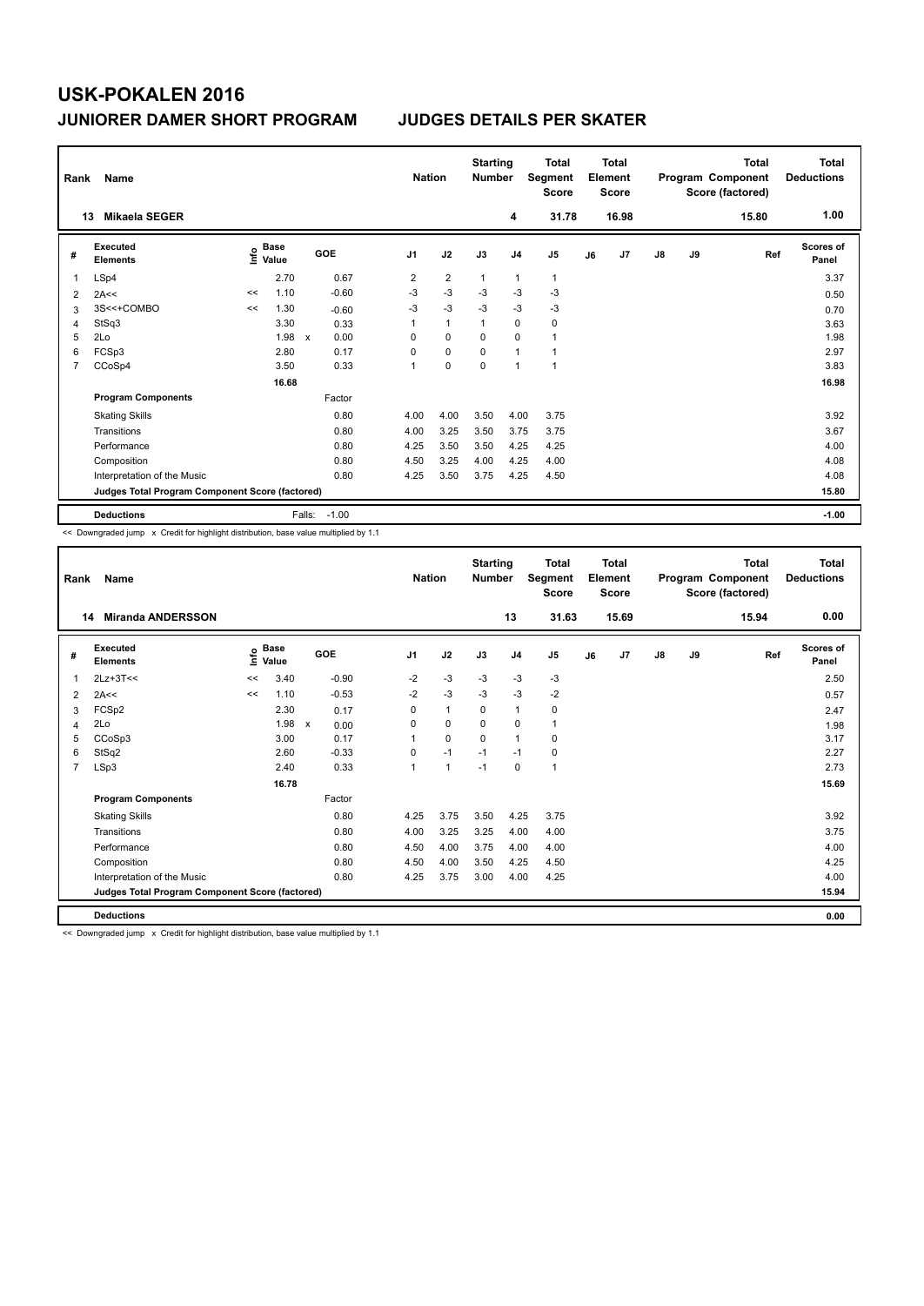# USK-POKALEN 2016

## JUNIORER DAMER SHORT PROGRAM JUDGES DETAILS PER SKATER

| Rank | Name | Nation | Starting Number | Total Segment Score | Total Element Score | Total Program Component Score (factored) | Total Deductions |
|---|---|---|---|---|---|---|---|
| 13 | Mikaela SEGER | | 4 | 31.78 | 16.98 | 15.80 | 1.00 |

| # | Executed Elements | Info | Base Value | | GOE | J1 | J2 | J3 | J4 | J5 | J6 | J7 | J8 | J9 | Ref | Scores of Panel |
|---|---|---|---|---|---|---|---|---|---|---|---|---|---|---|---|---|
| 1 | LSp4 | | 2.70 | | 0.67 | 2 | 2 | 1 | 1 | 1 | | | | | | 3.37 |
| 2 | 2A<< | << | 1.10 | | -0.60 | -3 | -3 | -3 | -3 | -3 | | | | | | 0.50 |
| 3 | 3S<<+COMBO | << | 1.30 | | -0.60 | -3 | -3 | -3 | -3 | -3 | | | | | | 0.70 |
| 4 | StSq3 | | 3.30 | | 0.33 | 1 | 1 | 1 | 0 | 0 | | | | | | 3.63 |
| 5 | 2Lo | | 1.98 | x | 0.00 | 0 | 0 | 0 | 0 | 1 | | | | | | 1.98 |
| 6 | FCSp3 | | 2.80 | | 0.17 | 0 | 0 | 0 | 1 | 1 | | | | | | 2.97 |
| 7 | CCoSp4 | | 3.50 | | 0.33 | 1 | 0 | 0 | 1 | 1 | | | | | | 3.83 |
| | | | 16.68 | | | | | | | | | | | | | 16.98 |
| | **Program Components** | | | | Factor | | | | | | | | | | | |
| | Skating Skills | | | | 0.80 | 4.00 | 4.00 | 3.50 | 4.00 | 3.75 | | | | | | 3.92 |
| | Transitions | | | | 0.80 | 4.00 | 3.25 | 3.50 | 3.75 | 3.75 | | | | | | 3.67 |
| | Performance | | | | 0.80 | 4.25 | 3.50 | 3.50 | 4.25 | 4.25 | | | | | | 4.00 |
| | Composition | | | | 0.80 | 4.50 | 3.25 | 4.00 | 4.25 | 4.00 | | | | | | 4.08 |
| | Interpretation of the Music | | | | 0.80 | 4.25 | 3.50 | 3.75 | 4.25 | 4.50 | | | | | | 4.08 |
| | **Judges Total Program Component Score (factored)** | | | | | | | | | | | | | | | 15.80 |
| | **Deductions** | | | Falls: | -1.00 | | | | | | | | | | | -1.00 |

<< Downgraded jump x Credit for highlight distribution, base value multiplied by 1.1

| Rank | Name | Nation | Starting Number | Total Segment Score | Total Element Score | Total Program Component Score (factored) | Total Deductions |
|---|---|---|---|---|---|---|---|
| 14 | Miranda ANDERSSON | | 13 | 31.63 | 15.69 | 15.94 | 0.00 |

| # | Executed Elements | Info | Base Value | | GOE | J1 | J2 | J3 | J4 | J5 | J6 | J7 | J8 | J9 | Ref | Scores of Panel |
|---|---|---|---|---|---|---|---|---|---|---|---|---|---|---|---|---|
| 1 | 2Lz+3T<< | << | 3.40 | | -0.90 | -2 | -3 | -3 | -3 | -3 | | | | | | 2.50 |
| 2 | 2A<< | << | 1.10 | | -0.53 | -2 | -3 | -3 | -3 | -2 | | | | | | 0.57 |
| 3 | FCSp2 | | 2.30 | | 0.17 | 0 | 1 | 0 | 1 | 0 | | | | | | 2.47 |
| 4 | 2Lo | | 1.98 | x | 0.00 | 0 | 0 | 0 | 0 | 1 | | | | | | 1.98 |
| 5 | CCoSp3 | | 3.00 | | 0.17 | 1 | 0 | 0 | 1 | 0 | | | | | | 3.17 |
| 6 | StSq2 | | 2.60 | | -0.33 | 0 | -1 | -1 | -1 | 0 | | | | | | 2.27 |
| 7 | LSp3 | | 2.40 | | 0.33 | 1 | 1 | -1 | 0 | 1 | | | | | | 2.73 |
| | | | 16.78 | | | | | | | | | | | | | 15.69 |
| | **Program Components** | | | | Factor | | | | | | | | | | | |
| | Skating Skills | | | | 0.80 | 4.25 | 3.75 | 3.50 | 4.25 | 3.75 | | | | | | 3.92 |
| | Transitions | | | | 0.80 | 4.00 | 3.25 | 3.25 | 4.00 | 4.00 | | | | | | 3.75 |
| | Performance | | | | 0.80 | 4.50 | 4.00 | 3.75 | 4.00 | 4.00 | | | | | | 4.00 |
| | Composition | | | | 0.80 | 4.50 | 4.00 | 3.50 | 4.25 | 4.50 | | | | | | 4.25 |
| | Interpretation of the Music | | | | 0.80 | 4.25 | 3.75 | 3.00 | 4.00 | 4.25 | | | | | | 4.00 |
| | **Judges Total Program Component Score (factored)** | | | | | | | | | | | | | | | 15.94 |
| | **Deductions** | | | | | | | | | | | | | | | 0.00 |

<< Downgraded jump x Credit for highlight distribution, base value multiplied by 1.1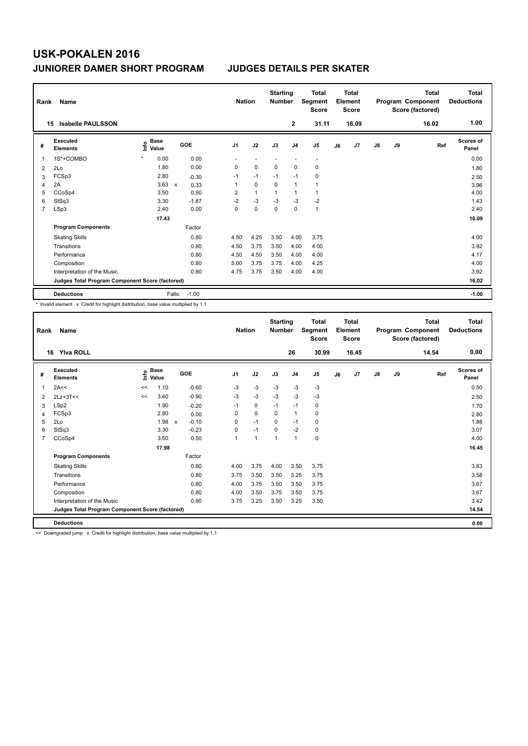# USK-POKALEN 2016

## JUNIORER DAMER SHORT PROGRAM JUDGES DETAILS PER SKATER

| Rank | Name | Nation | Starting Number | Total Segment Score | Total Element Score | Total Program Component Score (factored) | Total Deductions |
|---|---|---|---|---|---|---|---|
| 15 | Isabelle PAULSSON | | 2 | 31.11 | 16.09 | 16.02 | 1.00 |

| # | Executed Elements | Info | Base Value | | GOE | J1 | J2 | J3 | J4 | J5 | J6 | J7 | J8 | J9 | Ref | Scores of Panel |
|---|---|---|---|---|---|---|---|---|---|---|---|---|---|---|---|---|
| 1 | 1S*+COMBO | * | 0.00 | | 0.00 | - | - | - | - | - | | | | | | 0.00 |
| 2 | 2Lo | | 1.80 | | 0.00 | 0 | 0 | 0 | 0 | 0 | | | | | | 1.80 |
| 3 | FCSp3 | | 2.80 | | -0.30 | -1 | -1 | -1 | -1 | 0 | | | | | | 2.50 |
| 4 | 2A | | 3.63 | x | 0.33 | 1 | 0 | 0 | 1 | 1 | | | | | | 3.96 |
| 5 | CCoSp4 | | 3.50 | | 0.50 | 2 | 1 | 1 | 1 | 1 | | | | | | 4.00 |
| 6 | StSq3 | | 3.30 | | -1.87 | -2 | -3 | -3 | -3 | -2 | | | | | | 1.43 |
| 7 | LSp3 | | 2.40 | | 0.00 | 0 | 0 | 0 | 0 | 1 | | | | | | 2.40 |
| | | | 17.43 | | | | | | | | | | | | | 16.09 |
| | **Program Components** | | | | Factor | | | | | | | | | | | |
| | Skating Skills | | | | 0.80 | 4.50 | 4.25 | 3.50 | 4.00 | 3.75 | | | | | | 4.00 |
| | Transitions | | | | 0.80 | 4.50 | 3.75 | 3.50 | 4.00 | 4.00 | | | | | | 3.92 |
| | Performance | | | | 0.80 | 4.50 | 4.50 | 3.50 | 4.00 | 4.00 | | | | | | 4.17 |
| | Composition | | | | 0.80 | 5.00 | 3.75 | 3.75 | 4.00 | 4.25 | | | | | | 4.00 |
| | Interpretation of the Music | | | | 0.80 | 4.75 | 3.75 | 3.50 | 4.00 | 4.00 | | | | | | 3.92 |
| | **Judges Total Program Component Score (factored)** | | | | | | | | | | | | | | | 16.02 |
| | **Deductions** | | | Falls: | -1.00 | | | | | | | | | | | -1.00 |

\* Invalid element x Credit for highlight distribution, base value multiplied by 1.1

| Rank | Name | Nation | Starting Number | Total Segment Score | Total Element Score | Total Program Component Score (factored) | Total Deductions |
|---|---|---|---|---|---|---|---|
| 16 | Ylva ROLL | | 26 | 30.99 | 16.45 | 14.54 | 0.00 |

| # | Executed Elements | Info | Base Value | | GOE | J1 | J2 | J3 | J4 | J5 | J6 | J7 | J8 | J9 | Ref | Scores of Panel |
|---|---|---|---|---|---|---|---|---|---|---|---|---|---|---|---|---|
| 1 | 2A<< | << | 1.10 | | -0.60 | -3 | -3 | -3 | -3 | -3 | | | | | | 0.50 |
| 2 | 2Lz+3T<< | << | 3.40 | | -0.90 | -3 | -3 | -3 | -3 | -3 | | | | | | 2.50 |
| 3 | LSp2 | | 1.90 | | -0.20 | -1 | 0 | -1 | -1 | 0 | | | | | | 1.70 |
| 4 | FCSp3 | | 2.80 | | 0.00 | 0 | 0 | 0 | 1 | 0 | | | | | | 2.80 |
| 5 | 2Lo | | 1.98 | x | -0.10 | 0 | -1 | 0 | -1 | 0 | | | | | | 1.88 |
| 6 | StSq3 | | 3.30 | | -0.23 | 0 | -1 | 0 | -2 | 0 | | | | | | 3.07 |
| 7 | CCoSp4 | | 3.50 | | 0.50 | 1 | 1 | 1 | 1 | 0 | | | | | | 4.00 |
| | | | 17.98 | | | | | | | | | | | | | 16.45 |
| | **Program Components** | | | | Factor | | | | | | | | | | | |
| | Skating Skills | | | | 0.80 | 4.00 | 3.75 | 4.00 | 3.50 | 3.75 | | | | | | 3.83 |
| | Transitions | | | | 0.80 | 3.75 | 3.50 | 3.50 | 3.25 | 3.75 | | | | | | 3.58 |
| | Performance | | | | 0.80 | 4.00 | 3.75 | 3.50 | 3.50 | 3.75 | | | | | | 3.67 |
| | Composition | | | | 0.80 | 4.00 | 3.50 | 3.75 | 3.50 | 3.75 | | | | | | 3.67 |
| | Interpretation of the Music | | | | 0.80 | 3.75 | 3.25 | 3.50 | 3.25 | 3.50 | | | | | | 3.42 |
| | **Judges Total Program Component Score (factored)** | | | | | | | | | | | | | | | 14.54 |
| | **Deductions** | | | | | | | | | | | | | | | 0.00 |

<< Downgraded jump x Credit for highlight distribution, base value multiplied by 1.1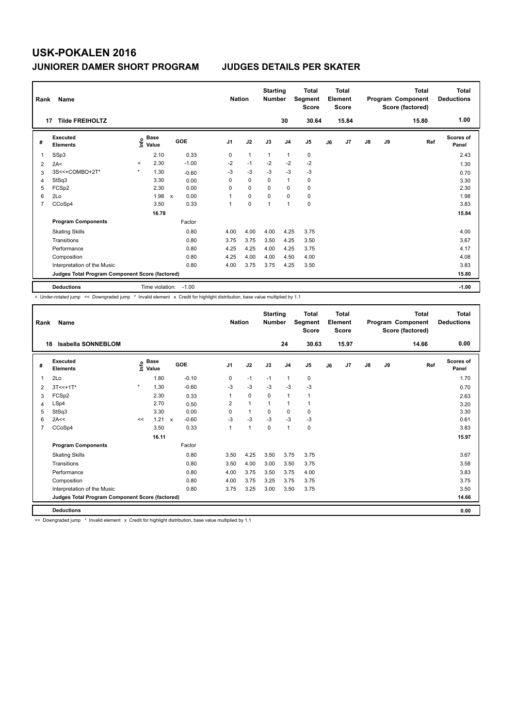# USK-POKALEN 2016

## JUNIORER DAMER SHORT PROGRAM — JUDGES DETAILS PER SKATER

| Rank | Name | Nation | Starting Number | Total Segment Score | Total Element Score | Total Program Component Score (factored) | Total Deductions |
|---|---|---|---|---|---|---|---|
| 17 | Tilde FREIHOLTZ | | 30 | 30.64 | 15.84 | 15.80 | 1.00 |

| # | Executed Elements | Info | Base Value | | GOE | J1 | J2 | J3 | J4 | J5 | J6 | J7 | J8 | J9 | Ref | Scores of Panel |
|---|---|---|---|---|---|---|---|---|---|---|---|---|---|---|---|---|
| 1 | SSp3 | | 2.10 | | 0.33 | 0 | 1 | 1 | 1 | 0 | | | | | | 2.43 |
| 2 | 2A< | < | 2.30 | | -1.00 | -2 | -1 | -2 | -2 | -2 | | | | | | 1.30 |
| 3 | 3S<<+COMBO+2T* | * | 1.30 | | -0.60 | -3 | -3 | -3 | -3 | -3 | | | | | | 0.70 |
| 4 | StSq3 | | 3.30 | | 0.00 | 0 | 0 | 0 | 1 | 0 | | | | | | 3.30 |
| 5 | FCSp2 | | 2.30 | | 0.00 | 0 | 0 | 0 | 0 | 0 | | | | | | 2.30 |
| 6 | 2Lo | | 1.98 | x | 0.00 | 1 | 0 | 0 | 0 | 0 | | | | | | 1.98 |
| 7 | CCoSp4 | | 3.50 | | 0.33 | 1 | 0 | 1 | 1 | 0 | | | | | | 3.83 |
| | | | 16.78 | | | | | | | | | | | | | 15.84 |
| | **Program Components** | | | | Factor | | | | | | | | | | | |
| | Skating Skills | | | | 0.80 | 4.00 | 4.00 | 4.00 | 4.25 | 3.75 | | | | | | 4.00 |
| | Transitions | | | | 0.80 | 3.75 | 3.75 | 3.50 | 4.25 | 3.50 | | | | | | 3.67 |
| | Performance | | | | 0.80 | 4.25 | 4.25 | 4.00 | 4.25 | 3.75 | | | | | | 4.17 |
| | Composition | | | | 0.80 | 4.25 | 4.00 | 4.00 | 4.50 | 4.00 | | | | | | 4.08 |
| | Interpretation of the Music | | | | 0.80 | 4.00 | 3.75 | 3.75 | 4.25 | 3.50 | | | | | | 3.83 |
| | Judges Total Program Component Score (factored) | | | | | | | | | | | | | | | 15.80 |
| | **Deductions** | | Time violation: | | -1.00 | | | | | | | | | | | -1.00 |

< Under-rotated jump << Downgraded jump * Invalid element x Credit for highlight distribution, base value multiplied by 1.1

| Rank | Name | Nation | Starting Number | Total Segment Score | Total Element Score | Total Program Component Score (factored) | Total Deductions |
|---|---|---|---|---|---|---|---|
| 18 | Isabella SONNEBLOM | | 24 | 30.63 | 15.97 | 14.66 | 0.00 |

| # | Executed Elements | Info | Base Value | | GOE | J1 | J2 | J3 | J4 | J5 | J6 | J7 | J8 | J9 | Ref | Scores of Panel |
|---|---|---|---|---|---|---|---|---|---|---|---|---|---|---|---|---|
| 1 | 2Lo | | 1.80 | | -0.10 | 0 | -1 | -1 | 1 | 0 | | | | | | 1.70 |
| 2 | 3T<<+1T* | * | 1.30 | | -0.60 | -3 | -3 | -3 | -3 | -3 | | | | | | 0.70 |
| 3 | FCSp2 | | 2.30 | | 0.33 | 1 | 0 | 0 | 1 | 1 | | | | | | 2.63 |
| 4 | LSp4 | | 2.70 | | 0.50 | 2 | 1 | 1 | 1 | 1 | | | | | | 3.20 |
| 5 | StSq3 | | 3.30 | | 0.00 | 0 | 1 | 0 | 0 | 0 | | | | | | 3.30 |
| 6 | 2A<< | << | 1.21 | x | -0.60 | -3 | -3 | -3 | -3 | -3 | | | | | | 0.61 |
| 7 | CCoSp4 | | 3.50 | | 0.33 | 1 | 1 | 0 | 1 | 0 | | | | | | 3.83 |
| | | | 16.11 | | | | | | | | | | | | | 15.97 |
| | **Program Components** | | | | Factor | | | | | | | | | | | |
| | Skating Skills | | | | 0.80 | 3.50 | 4.25 | 3.50 | 3.75 | 3.75 | | | | | | 3.67 |
| | Transitions | | | | 0.80 | 3.50 | 4.00 | 3.00 | 3.50 | 3.75 | | | | | | 3.58 |
| | Performance | | | | 0.80 | 4.00 | 3.75 | 3.50 | 3.75 | 4.00 | | | | | | 3.83 |
| | Composition | | | | 0.80 | 4.00 | 3.75 | 3.25 | 3.75 | 3.75 | | | | | | 3.75 |
| | Interpretation of the Music | | | | 0.80 | 3.75 | 3.25 | 3.00 | 3.50 | 3.75 | | | | | | 3.50 |
| | Judges Total Program Component Score (factored) | | | | | | | | | | | | | | | 14.66 |
| | **Deductions** | | | | | | | | | | | | | | | 0.00 |

<< Downgraded jump * Invalid element x Credit for highlight distribution, base value multiplied by 1.1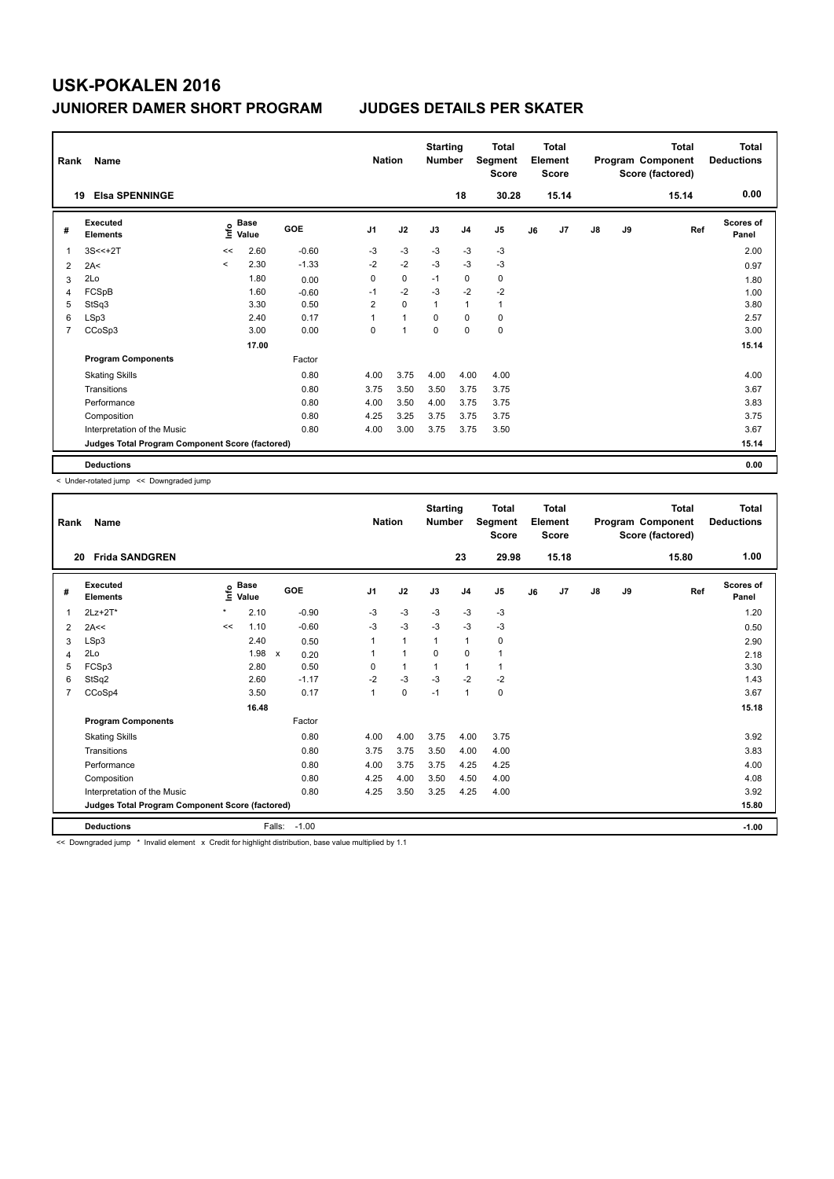# USK-POKALEN 2016

## JUNIORER DAMER SHORT PROGRAM JUDGES DETAILS PER SKATER

| Rank | Name | Nation | Starting Number | Total Segment Score | Total Element Score | Total Program Component Score (factored) | Total Deductions |
|---|---|---|---|---|---|---|---|
| 19 | Elsa SPENNINGE | | 18 | 30.28 | 15.14 | 15.14 | 0.00 |

| # | Executed Elements | Info | Base Value | GOE | J1 | J2 | J3 | J4 | J5 | J6 | J7 | J8 | J9 | Ref | Scores of Panel |
|---|---|---|---|---|---|---|---|---|---|---|---|---|---|---|---|
| 1 | 3S<<+2T | << | 2.60 | -0.60 | -3 | -3 | -3 | -3 | -3 | | | | | | 2.00 |
| 2 | 2A< | < | 2.30 | -1.33 | -2 | -2 | -3 | -3 | -3 | | | | | | 0.97 |
| 3 | 2Lo | | 1.80 | 0.00 | 0 | 0 | -1 | 0 | 0 | | | | | | 1.80 |
| 4 | FCSpB | | 1.60 | -0.60 | -1 | -2 | -3 | -2 | -2 | | | | | | 1.00 |
| 5 | StSq3 | | 3.30 | 0.50 | 2 | 0 | 1 | 1 | 1 | | | | | | 3.80 |
| 6 | LSp3 | | 2.40 | 0.17 | 1 | 1 | 0 | 0 | 0 | | | | | | 2.57 |
| 7 | CCoSp3 | | 3.00 | 0.00 | 0 | 1 | 0 | 0 | 0 | | | | | | 3.00 |
| | | | 17.00 | | | | | | | | | | | | 15.14 |
| | **Program Components** | | | Factor | | | | | | | | | | | |
| | Skating Skills | | | 0.80 | 4.00 | 3.75 | 4.00 | 4.00 | 4.00 | | | | | | 4.00 |
| | Transitions | | | 0.80 | 3.75 | 3.50 | 3.50 | 3.75 | 3.75 | | | | | | 3.67 |
| | Performance | | | 0.80 | 4.00 | 3.50 | 4.00 | 3.75 | 3.75 | | | | | | 3.83 |
| | Composition | | | 0.80 | 4.25 | 3.25 | 3.75 | 3.75 | 3.75 | | | | | | 3.75 |
| | Interpretation of the Music | | | 0.80 | 4.00 | 3.00 | 3.75 | 3.75 | 3.50 | | | | | | 3.67 |
| | Judges Total Program Component Score (factored) | | | | | | | | | | | | | | 15.14 |
| | **Deductions** | | | | | | | | | | | | | | 0.00 |

< Under-rotated jump << Downgraded jump

| Rank | Name | Nation | Starting Number | Total Segment Score | Total Element Score | Total Program Component Score (factored) | Total Deductions |
|---|---|---|---|---|---|---|---|
| 20 | Frida SANDGREN | | 23 | 29.98 | 15.18 | 15.80 | 1.00 |

| # | Executed Elements | Info | Base Value | GOE | J1 | J2 | J3 | J4 | J5 | J6 | J7 | J8 | J9 | Ref | Scores of Panel |
|---|---|---|---|---|---|---|---|---|---|---|---|---|---|---|---|
| 1 | 2Lz+2T* | * | 2.10 | -0.90 | -3 | -3 | -3 | -3 | -3 | | | | | | 1.20 |
| 2 | 2A<< | << | 1.10 | -0.60 | -3 | -3 | -3 | -3 | -3 | | | | | | 0.50 |
| 3 | LSp3 | | 2.40 | 0.50 | 1 | 1 | 1 | 1 | 0 | | | | | | 2.90 |
| 4 | 2Lo | | 1.98 x | 0.20 | 1 | 1 | 0 | 0 | 1 | | | | | | 2.18 |
| 5 | FCSp3 | | 2.80 | 0.50 | 0 | 1 | 1 | 1 | 1 | | | | | | 3.30 |
| 6 | StSq2 | | 2.60 | -1.17 | -2 | -3 | -3 | -2 | -2 | | | | | | 1.43 |
| 7 | CCoSp4 | | 3.50 | 0.17 | 1 | 0 | -1 | 1 | 0 | | | | | | 3.67 |
| | | | 16.48 | | | | | | | | | | | | 15.18 |
| | **Program Components** | | | Factor | | | | | | | | | | | |
| | Skating Skills | | | 0.80 | 4.00 | 4.00 | 3.75 | 4.00 | 3.75 | | | | | | 3.92 |
| | Transitions | | | 0.80 | 3.75 | 3.75 | 3.50 | 4.00 | 4.00 | | | | | | 3.83 |
| | Performance | | | 0.80 | 4.00 | 3.75 | 3.75 | 4.25 | 4.25 | | | | | | 4.00 |
| | Composition | | | 0.80 | 4.25 | 4.00 | 3.50 | 4.50 | 4.00 | | | | | | 4.08 |
| | Interpretation of the Music | | | 0.80 | 4.25 | 3.50 | 3.25 | 4.25 | 4.00 | | | | | | 3.92 |
| | Judges Total Program Component Score (factored) | | | | | | | | | | | | | | 15.80 |
| | **Deductions** | | Falls: | -1.00 | | | | | | | | | | | -1.00 |

<< Downgraded jump * Invalid element x Credit for highlight distribution, base value multiplied by 1.1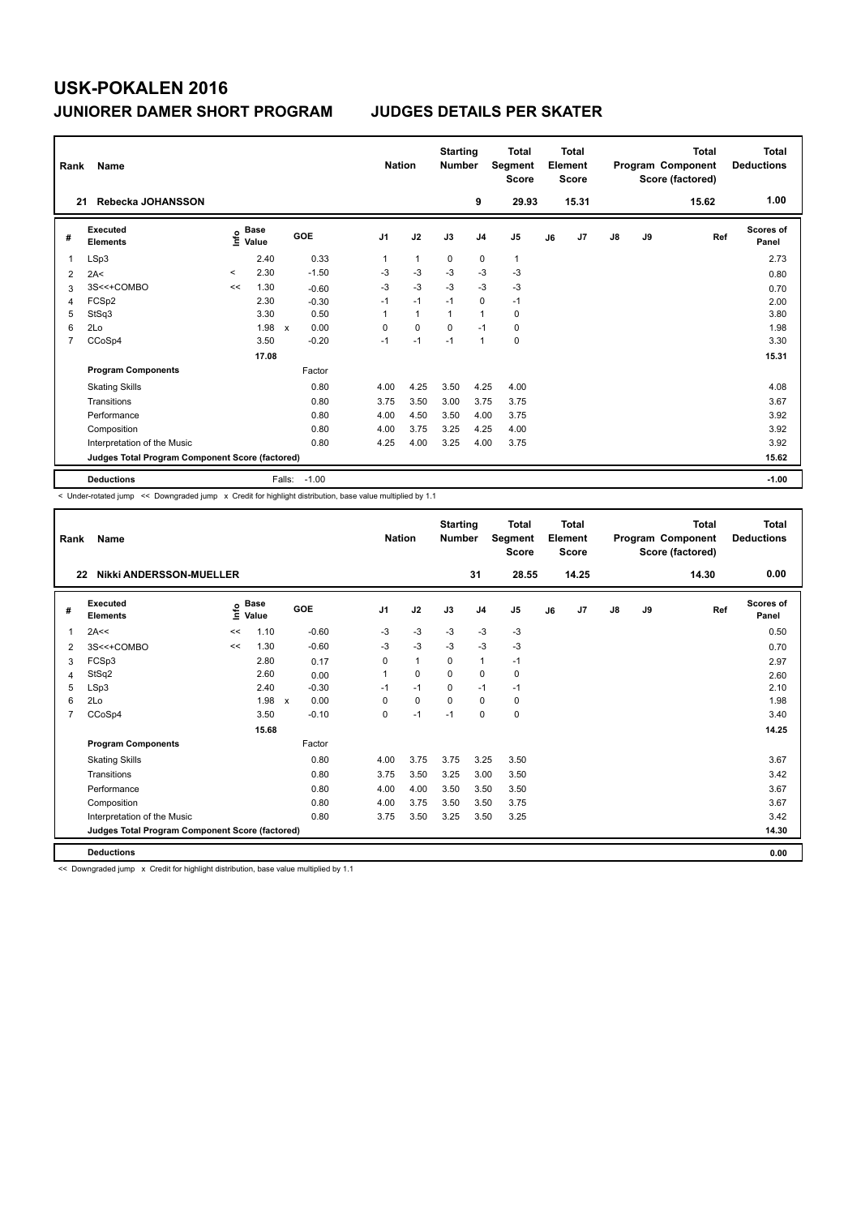# USK-POKALEN 2016

## JUNIORER DAMER SHORT PROGRAM JUDGES DETAILS PER SKATER

| Rank | Name | Nation | Starting Number | Total Segment Score | Total Element Score | Total Program Component Score (factored) | Total Deductions |
|---|---|---|---|---|---|---|---|
| 21 | Rebecka JOHANSSON | | 9 | 29.93 | 15.31 | 15.62 | 1.00 |

| # | Executed Elements | Info | Base Value | | GOE | J1 | J2 | J3 | J4 | J5 | J6 | J7 | J8 | J9 | Ref | Scores of Panel |
|---|---|---|---|---|---|---|---|---|---|---|---|---|---|---|---|---|
| 1 | LSp3 | | 2.40 | | 0.33 | 1 | 1 | 0 | 0 | 1 | | | | | | 2.73 |
| 2 | 2A< | < | 2.30 | | -1.50 | -3 | -3 | -3 | -3 | -3 | | | | | | 0.80 |
| 3 | 3S<<+COMBO | << | 1.30 | | -0.60 | -3 | -3 | -3 | -3 | -3 | | | | | | 0.70 |
| 4 | FCSp2 | | 2.30 | | -0.30 | -1 | -1 | -1 | 0 | -1 | | | | | | 2.00 |
| 5 | StSq3 | | 3.30 | | 0.50 | 1 | 1 | 1 | 1 | 0 | | | | | | 3.80 |
| 6 | 2Lo | | 1.98 | x | 0.00 | 0 | 0 | 0 | -1 | 0 | | | | | | 1.98 |
| 7 | CCoSp4 | | 3.50 | | -0.20 | -1 | -1 | -1 | 1 | 0 | | | | | | 3.30 |
| | | | 17.08 | | | | | | | | | | | | | 15.31 |
| | **Program Components** | | | | Factor | | | | | | | | | | | |
| | Skating Skills | | | | 0.80 | 4.00 | 4.25 | 3.50 | 4.25 | 4.00 | | | | | | 4.08 |
| | Transitions | | | | 0.80 | 3.75 | 3.50 | 3.00 | 3.75 | 3.75 | | | | | | 3.67 |
| | Performance | | | | 0.80 | 4.00 | 4.50 | 3.50 | 4.00 | 3.75 | | | | | | 3.92 |
| | Composition | | | | 0.80 | 4.00 | 3.75 | 3.25 | 4.25 | 4.00 | | | | | | 3.92 |
| | Interpretation of the Music | | | | 0.80 | 4.25 | 4.00 | 3.25 | 4.00 | 3.75 | | | | | | 3.92 |
| | **Judges Total Program Component Score (factored)** | | | | | | | | | | | | | | | 15.62 |
| | **Deductions** | | | Falls: | -1.00 | | | | | | | | | | | -1.00 |

< Under-rotated jump << Downgraded jump x Credit for highlight distribution, base value multiplied by 1.1

| Rank | Name | Nation | Starting Number | Total Segment Score | Total Element Score | Total Program Component Score (factored) | Total Deductions |
|---|---|---|---|---|---|---|---|
| 22 | Nikki ANDERSSON-MUELLER | | 31 | 28.55 | 14.25 | 14.30 | 0.00 |

| # | Executed Elements | Info | Base Value | | GOE | J1 | J2 | J3 | J4 | J5 | J6 | J7 | J8 | J9 | Ref | Scores of Panel |
|---|---|---|---|---|---|---|---|---|---|---|---|---|---|---|---|---|
| 1 | 2A<< | << | 1.10 | | -0.60 | -3 | -3 | -3 | -3 | -3 | | | | | | 0.50 |
| 2 | 3S<<+COMBO | << | 1.30 | | -0.60 | -3 | -3 | -3 | -3 | -3 | | | | | | 0.70 |
| 3 | FCSp3 | | 2.80 | | 0.17 | 0 | 1 | 0 | 1 | -1 | | | | | | 2.97 |
| 4 | StSq2 | | 2.60 | | 0.00 | 1 | 0 | 0 | 0 | 0 | | | | | | 2.60 |
| 5 | LSp3 | | 2.40 | | -0.30 | -1 | -1 | 0 | -1 | -1 | | | | | | 2.10 |
| 6 | 2Lo | | 1.98 | x | 0.00 | 0 | 0 | 0 | 0 | 0 | | | | | | 1.98 |
| 7 | CCoSp4 | | 3.50 | | -0.10 | 0 | -1 | -1 | 0 | 0 | | | | | | 3.40 |
| | | | 15.68 | | | | | | | | | | | | | 14.25 |
| | **Program Components** | | | | Factor | | | | | | | | | | | |
| | Skating Skills | | | | 0.80 | 4.00 | 3.75 | 3.75 | 3.25 | 3.50 | | | | | | 3.67 |
| | Transitions | | | | 0.80 | 3.75 | 3.50 | 3.25 | 3.00 | 3.50 | | | | | | 3.42 |
| | Performance | | | | 0.80 | 4.00 | 4.00 | 3.50 | 3.50 | 3.50 | | | | | | 3.67 |
| | Composition | | | | 0.80 | 4.00 | 3.75 | 3.50 | 3.50 | 3.75 | | | | | | 3.67 |
| | Interpretation of the Music | | | | 0.80 | 3.75 | 3.50 | 3.25 | 3.50 | 3.25 | | | | | | 3.42 |
| | **Judges Total Program Component Score (factored)** | | | | | | | | | | | | | | | 14.30 |
| | **Deductions** | | | | | | | | | | | | | | | 0.00 |

<< Downgraded jump x Credit for highlight distribution, base value multiplied by 1.1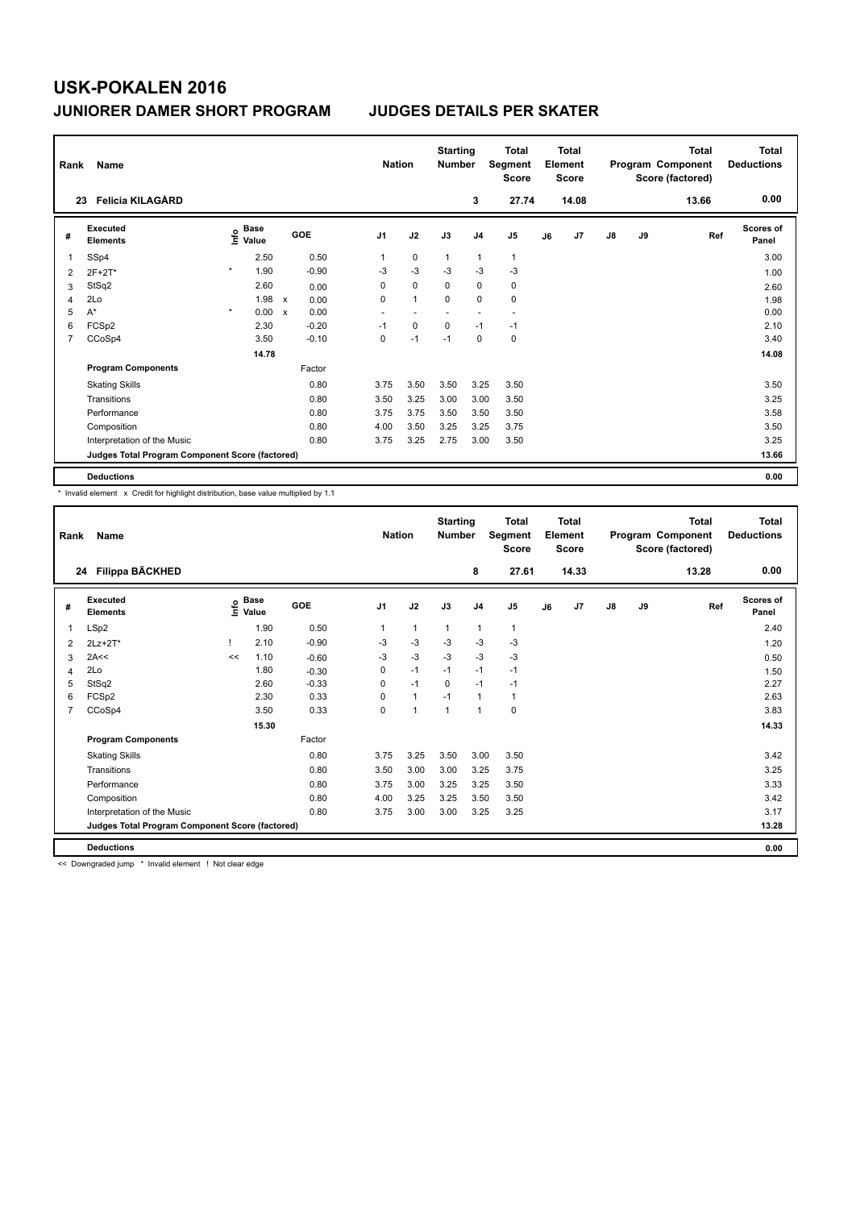# USK-POKALEN 2016

## JUNIORER DAMER SHORT PROGRAM    JUDGES DETAILS PER SKATER

| Rank | Name | Nation | Starting Number | Total Segment Score | Total Element Score | Total Program Component Score (factored) | Total Deductions |
|---|---|---|---|---|---|---|---|
| 23 | Felicia KILAGÅRD | | 3 | 27.74 | 14.08 | 13.66 | 0.00 |

| # | Executed Elements | Info | Base Value | | GOE | J1 | J2 | J3 | J4 | J5 | J6 | J7 | J8 | J9 | Ref | Scores of Panel |
|---|---|---|---|---|---|---|---|---|---|---|---|---|---|---|---|---|
| 1 | SSp4 | | 2.50 | | 0.50 | 1 | 0 | 1 | 1 | 1 | | | | | | 3.00 |
| 2 | 2F+2T* | * | 1.90 | | -0.90 | -3 | -3 | -3 | -3 | -3 | | | | | | 1.00 |
| 3 | StSq2 | | 2.60 | | 0.00 | 0 | 0 | 0 | 0 | 0 | | | | | | 2.60 |
| 4 | 2Lo | | 1.98 | x | 0.00 | 0 | 1 | 0 | 0 | 0 | | | | | | 1.98 |
| 5 | A* | * | 0.00 | x | 0.00 | - | - | - | - | - | | | | | | 0.00 |
| 6 | FCSp2 | | 2.30 | | -0.20 | -1 | 0 | 0 | -1 | -1 | | | | | | 2.10 |
| 7 | CCoSp4 | | 3.50 | | -0.10 | 0 | -1 | -1 | 0 | 0 | | | | | | 3.40 |
| | | | 14.78 | | | | | | | | | | | | | 14.08 |
| | **Program Components** | | | | Factor | | | | | | | | | | | |
| | Skating Skills | | | | 0.80 | 3.75 | 3.50 | 3.50 | 3.25 | 3.50 | | | | | | 3.50 |
| | Transitions | | | | 0.80 | 3.50 | 3.25 | 3.00 | 3.00 | 3.50 | | | | | | 3.25 |
| | Performance | | | | 0.80 | 3.75 | 3.75 | 3.50 | 3.50 | 3.50 | | | | | | 3.58 |
| | Composition | | | | 0.80 | 4.00 | 3.50 | 3.25 | 3.25 | 3.75 | | | | | | 3.50 |
| | Interpretation of the Music | | | | 0.80 | 3.75 | 3.25 | 2.75 | 3.00 | 3.50 | | | | | | 3.25 |
| | **Judges Total Program Component Score (factored)** | | | | | | | | | | | | | | | 13.66 |
| | **Deductions** | | | | | | | | | | | | | | | 0.00 |

\* Invalid element x Credit for highlight distribution, base value multiplied by 1.1

| Rank | Name | Nation | Starting Number | Total Segment Score | Total Element Score | Total Program Component Score (factored) | Total Deductions |
|---|---|---|---|---|---|---|---|
| 24 | Filippa BÄCKHED | | 8 | 27.61 | 14.33 | 13.28 | 0.00 |

| # | Executed Elements | Info | Base Value | GOE | J1 | J2 | J3 | J4 | J5 | J6 | J7 | J8 | J9 | Ref | Scores of Panel |
|---|---|---|---|---|---|---|---|---|---|---|---|---|---|---|---|
| 1 | LSp2 | | 1.90 | 0.50 | 1 | 1 | 1 | 1 | 1 | | | | | | 2.40 |
| 2 | 2Lz+2T* | ! | 2.10 | -0.90 | -3 | -3 | -3 | -3 | -3 | | | | | | 1.20 |
| 3 | 2A<< | << | 1.10 | -0.60 | -3 | -3 | -3 | -3 | -3 | | | | | | 0.50 |
| 4 | 2Lo | | 1.80 | -0.30 | 0 | -1 | -1 | -1 | -1 | | | | | | 1.50 |
| 5 | StSq2 | | 2.60 | -0.33 | 0 | -1 | 0 | -1 | -1 | | | | | | 2.27 |
| 6 | FCSp2 | | 2.30 | 0.33 | 0 | 1 | -1 | 1 | 1 | | | | | | 2.63 |
| 7 | CCoSp4 | | 3.50 | 0.33 | 0 | 1 | 1 | 1 | 0 | | | | | | 3.83 |
| | | | 15.30 | | | | | | | | | | | | 14.33 |
| | **Program Components** | | | Factor | | | | | | | | | | | |
| | Skating Skills | | | 0.80 | 3.75 | 3.25 | 3.50 | 3.00 | 3.50 | | | | | | 3.42 |
| | Transitions | | | 0.80 | 3.50 | 3.00 | 3.00 | 3.25 | 3.75 | | | | | | 3.25 |
| | Performance | | | 0.80 | 3.75 | 3.00 | 3.25 | 3.25 | 3.50 | | | | | | 3.33 |
| | Composition | | | 0.80 | 4.00 | 3.25 | 3.25 | 3.50 | 3.50 | | | | | | 3.42 |
| | Interpretation of the Music | | | 0.80 | 3.75 | 3.00 | 3.00 | 3.25 | 3.25 | | | | | | 3.17 |
| | **Judges Total Program Component Score (factored)** | | | | | | | | | | | | | | 13.28 |
| | **Deductions** | | | | | | | | | | | | | | 0.00 |

<< Downgraded jump * Invalid element ! Not clear edge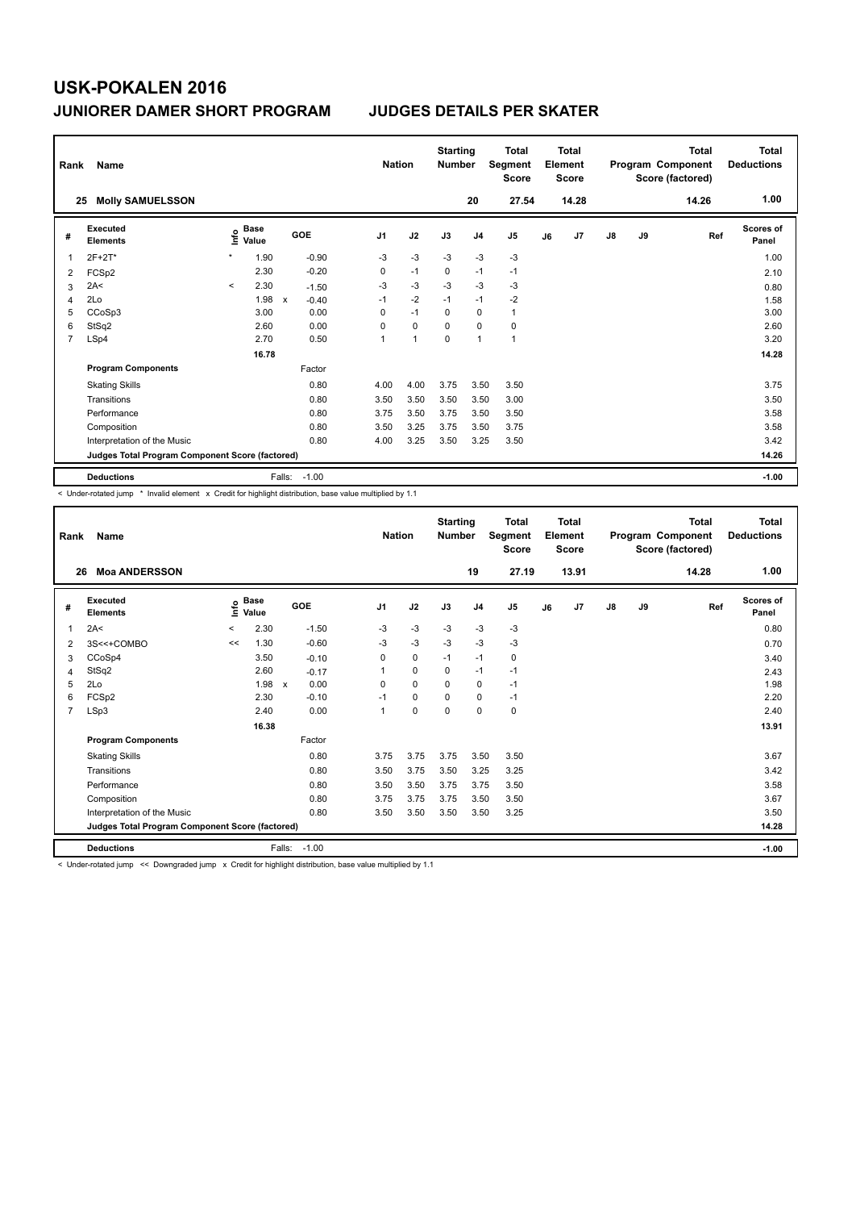# USK-POKALEN 2016

## JUNIORER DAMER SHORT PROGRAM JUDGES DETAILS PER SKATER

| Rank | Name | Nation | Starting Number | Total Segment Score | Total Element Score | Total Program Component Score (factored) | Total Deductions |
|---|---|---|---|---|---|---|---|
| 25 | Molly SAMUELSSON | | 20 | 27.54 | 14.28 | 14.26 | 1.00 |

| # | Executed Elements | Info | Base Value | | GOE | J1 | J2 | J3 | J4 | J5 | J6 | J7 | J8 | J9 | Ref | Scores of Panel |
|---|---|---|---|---|---|---|---|---|---|---|---|---|---|---|---|---|
| 1 | 2F+2T* | * | 1.90 | | -0.90 | -3 | -3 | -3 | -3 | -3 | | | | | | 1.00 |
| 2 | FCSp2 | | 2.30 | | -0.20 | 0 | -1 | 0 | -1 | -1 | | | | | | 2.10 |
| 3 | 2A< | < | 2.30 | | -1.50 | -3 | -3 | -3 | -3 | -3 | | | | | | 0.80 |
| 4 | 2Lo | | 1.98 | x | -0.40 | -1 | -2 | -1 | -1 | -2 | | | | | | 1.58 |
| 5 | CCoSp3 | | 3.00 | | 0.00 | 0 | -1 | 0 | 0 | 1 | | | | | | 3.00 |
| 6 | StSq2 | | 2.60 | | 0.00 | 0 | 0 | 0 | 0 | 0 | | | | | | 2.60 |
| 7 | LSp4 | | 2.70 | | 0.50 | 1 | 1 | 0 | 1 | 1 | | | | | | 3.20 |
| | | | 16.78 | | | | | | | | | | | | | 14.28 |
| | **Program Components** | | | | Factor | | | | | | | | | | | |
| | Skating Skills | | | | 0.80 | 4.00 | 4.00 | 3.75 | 3.50 | 3.50 | | | | | | 3.75 |
| | Transitions | | | | 0.80 | 3.50 | 3.50 | 3.50 | 3.50 | 3.00 | | | | | | 3.50 |
| | Performance | | | | 0.80 | 3.75 | 3.50 | 3.75 | 3.50 | 3.50 | | | | | | 3.58 |
| | Composition | | | | 0.80 | 3.50 | 3.25 | 3.75 | 3.50 | 3.75 | | | | | | 3.58 |
| | Interpretation of the Music | | | | 0.80 | 4.00 | 3.25 | 3.50 | 3.25 | 3.50 | | | | | | 3.42 |
| | **Judges Total Program Component Score (factored)** | | | | | | | | | | | | | | | 14.26 |
| | **Deductions** | | | Falls: | -1.00 | | | | | | | | | | | -1.00 |

< Under-rotated jump * Invalid element x Credit for highlight distribution, base value multiplied by 1.1

| Rank | Name | Nation | Starting Number | Total Segment Score | Total Element Score | Total Program Component Score (factored) | Total Deductions |
|---|---|---|---|---|---|---|---|
| 26 | Moa ANDERSSON | | 19 | 27.19 | 13.91 | 14.28 | 1.00 |

| # | Executed Elements | Info | Base Value | | GOE | J1 | J2 | J3 | J4 | J5 | J6 | J7 | J8 | J9 | Ref | Scores of Panel |
|---|---|---|---|---|---|---|---|---|---|---|---|---|---|---|---|---|
| 1 | 2A< | < | 2.30 | | -1.50 | -3 | -3 | -3 | -3 | -3 | | | | | | 0.80 |
| 2 | 3S<<+COMBO | << | 1.30 | | -0.60 | -3 | -3 | -3 | -3 | -3 | | | | | | 0.70 |
| 3 | CCoSp4 | | 3.50 | | -0.10 | 0 | 0 | -1 | -1 | 0 | | | | | | 3.40 |
| 4 | StSq2 | | 2.60 | | -0.17 | 1 | 0 | 0 | -1 | -1 | | | | | | 2.43 |
| 5 | 2Lo | | 1.98 | x | 0.00 | 0 | 0 | 0 | 0 | -1 | | | | | | 1.98 |
| 6 | FCSp2 | | 2.30 | | -0.10 | -1 | 0 | 0 | 0 | -1 | | | | | | 2.20 |
| 7 | LSp3 | | 2.40 | | 0.00 | 1 | 0 | 0 | 0 | 0 | | | | | | 2.40 |
| | | | 16.38 | | | | | | | | | | | | | 13.91 |
| | **Program Components** | | | | Factor | | | | | | | | | | | |
| | Skating Skills | | | | 0.80 | 3.75 | 3.75 | 3.75 | 3.50 | 3.50 | | | | | | 3.67 |
| | Transitions | | | | 0.80 | 3.50 | 3.75 | 3.50 | 3.25 | 3.25 | | | | | | 3.42 |
| | Performance | | | | 0.80 | 3.50 | 3.50 | 3.75 | 3.75 | 3.50 | | | | | | 3.58 |
| | Composition | | | | 0.80 | 3.75 | 3.75 | 3.75 | 3.50 | 3.50 | | | | | | 3.67 |
| | Interpretation of the Music | | | | 0.80 | 3.50 | 3.50 | 3.50 | 3.50 | 3.25 | | | | | | 3.50 |
| | **Judges Total Program Component Score (factored)** | | | | | | | | | | | | | | | 14.28 |
| | **Deductions** | | | Falls: | -1.00 | | | | | | | | | | | -1.00 |

< Under-rotated jump << Downgraded jump x Credit for highlight distribution, base value multiplied by 1.1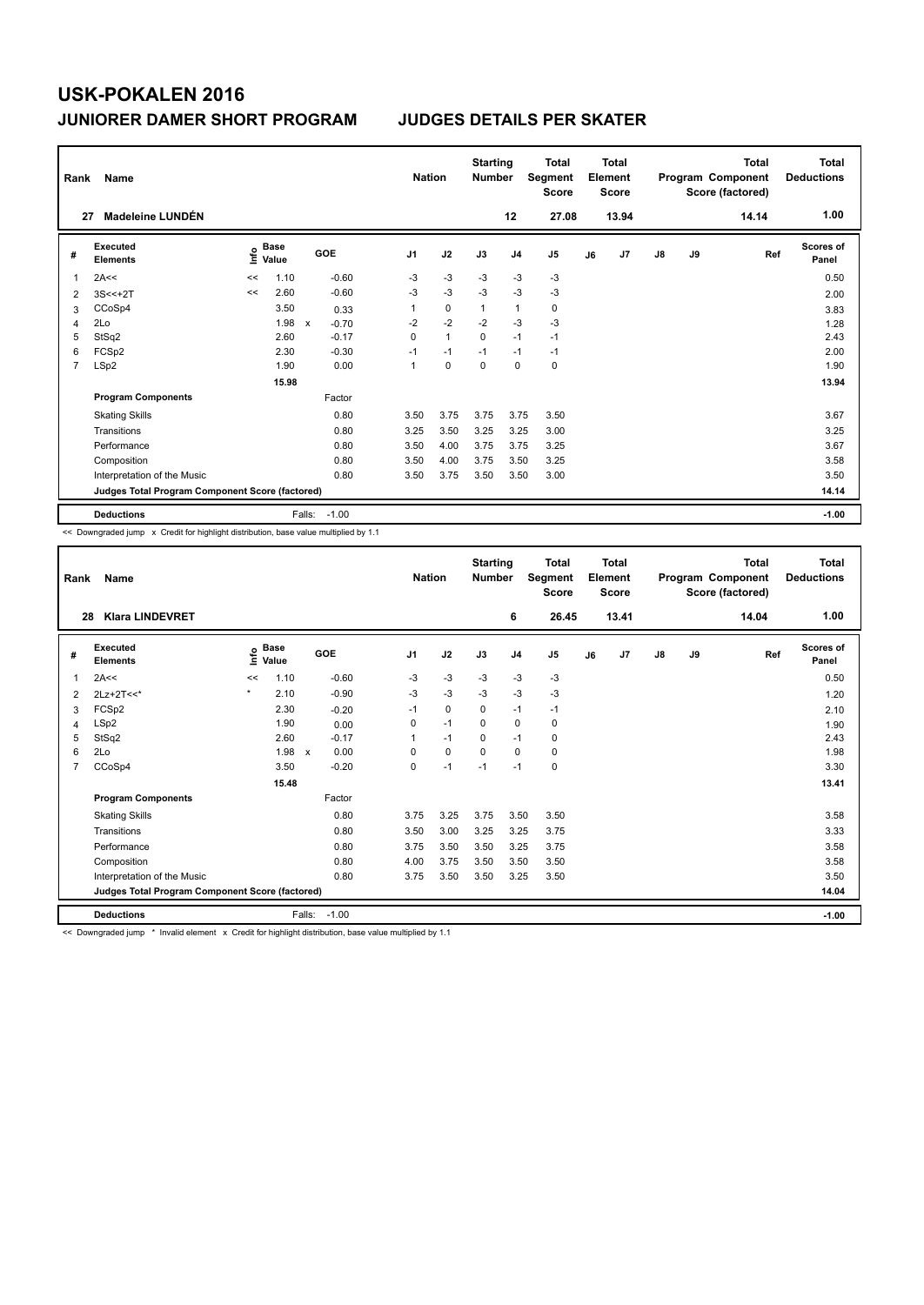# USK-POKALEN 2016

## JUNIORER DAMER SHORT PROGRAM — JUDGES DETAILS PER SKATER

| Rank | Name | Nation | Starting Number | Total Segment Score | Total Element Score | Total Program Component Score (factored) | Total Deductions |
|---|---|---|---|---|---|---|---|
| 27 | Madeleine LUNDÉN | | 12 | 27.08 | 13.94 | 14.14 | 1.00 |

| # | Executed Elements | Info | Base Value | | GOE | J1 | J2 | J3 | J4 | J5 | J6 | J7 | J8 | J9 | Ref | Scores of Panel |
|---|---|---|---|---|---|---|---|---|---|---|---|---|---|---|---|---|
| 1 | 2A<< | << | 1.10 | | -0.60 | -3 | -3 | -3 | -3 | -3 | | | | | | 0.50 |
| 2 | 3S<<+2T | << | 2.60 | | -0.60 | -3 | -3 | -3 | -3 | -3 | | | | | | 2.00 |
| 3 | CCoSp4 | | 3.50 | | 0.33 | 1 | 0 | 1 | 1 | 0 | | | | | | 3.83 |
| 4 | 2Lo | | 1.98 | x | -0.70 | -2 | -2 | -2 | -3 | -3 | | | | | | 1.28 |
| 5 | StSq2 | | 2.60 | | -0.17 | 0 | 1 | 0 | -1 | -1 | | | | | | 2.43 |
| 6 | FCSp2 | | 2.30 | | -0.30 | -1 | -1 | -1 | -1 | -1 | | | | | | 2.00 |
| 7 | LSp2 | | 1.90 | | 0.00 | 1 | 0 | 0 | 0 | 0 | | | | | | 1.90 |
| | | | 15.98 | | | | | | | | | | | | | 13.94 |
| | **Program Components** | | | | Factor | | | | | | | | | | | |
| | Skating Skills | | | | 0.80 | 3.50 | 3.75 | 3.75 | 3.75 | 3.50 | | | | | | 3.67 |
| | Transitions | | | | 0.80 | 3.25 | 3.50 | 3.25 | 3.25 | 3.00 | | | | | | 3.25 |
| | Performance | | | | 0.80 | 3.50 | 4.00 | 3.75 | 3.75 | 3.25 | | | | | | 3.67 |
| | Composition | | | | 0.80 | 3.50 | 4.00 | 3.75 | 3.50 | 3.25 | | | | | | 3.58 |
| | Interpretation of the Music | | | | 0.80 | 3.50 | 3.75 | 3.50 | 3.50 | 3.00 | | | | | | 3.50 |
| | **Judges Total Program Component Score (factored)** | | | | | | | | | | | | | | | 14.14 |
| | **Deductions** | | | Falls: | -1.00 | | | | | | | | | | | -1.00 |

<< Downgraded jump x Credit for highlight distribution, base value multiplied by 1.1

| Rank | Name | Nation | Starting Number | Total Segment Score | Total Element Score | Total Program Component Score (factored) | Total Deductions |
|---|---|---|---|---|---|---|---|
| 28 | Klara LINDEVRET | | 6 | 26.45 | 13.41 | 14.04 | 1.00 |

| # | Executed Elements | Info | Base Value | | GOE | J1 | J2 | J3 | J4 | J5 | J6 | J7 | J8 | J9 | Ref | Scores of Panel |
|---|---|---|---|---|---|---|---|---|---|---|---|---|---|---|---|---|
| 1 | 2A<< | << | 1.10 | | -0.60 | -3 | -3 | -3 | -3 | -3 | | | | | | 0.50 |
| 2 | 2Lz+2T<<* | * | 2.10 | | -0.90 | -3 | -3 | -3 | -3 | -3 | | | | | | 1.20 |
| 3 | FCSp2 | | 2.30 | | -0.20 | -1 | 0 | 0 | -1 | -1 | | | | | | 2.10 |
| 4 | LSp2 | | 1.90 | | 0.00 | 0 | -1 | 0 | 0 | 0 | | | | | | 1.90 |
| 5 | StSq2 | | 2.60 | | -0.17 | 1 | -1 | 0 | -1 | 0 | | | | | | 2.43 |
| 6 | 2Lo | | 1.98 | x | 0.00 | 0 | 0 | 0 | 0 | 0 | | | | | | 1.98 |
| 7 | CCoSp4 | | 3.50 | | -0.20 | 0 | -1 | -1 | -1 | 0 | | | | | | 3.30 |
| | | | 15.48 | | | | | | | | | | | | | 13.41 |
| | **Program Components** | | | | Factor | | | | | | | | | | | |
| | Skating Skills | | | | 0.80 | 3.75 | 3.25 | 3.75 | 3.50 | 3.50 | | | | | | 3.58 |
| | Transitions | | | | 0.80 | 3.50 | 3.00 | 3.25 | 3.25 | 3.75 | | | | | | 3.33 |
| | Performance | | | | 0.80 | 3.75 | 3.50 | 3.50 | 3.25 | 3.75 | | | | | | 3.58 |
| | Composition | | | | 0.80 | 4.00 | 3.75 | 3.50 | 3.50 | 3.50 | | | | | | 3.58 |
| | Interpretation of the Music | | | | 0.80 | 3.75 | 3.50 | 3.50 | 3.25 | 3.50 | | | | | | 3.50 |
| | **Judges Total Program Component Score (factored)** | | | | | | | | | | | | | | | 14.04 |
| | **Deductions** | | | Falls: | -1.00 | | | | | | | | | | | -1.00 |

<< Downgraded jump * Invalid element x Credit for highlight distribution, base value multiplied by 1.1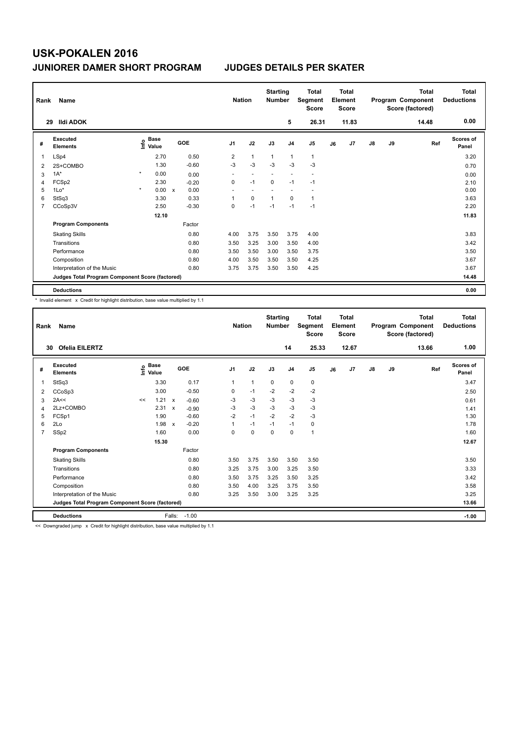# USK-POKALEN 2016

## JUNIORER DAMER SHORT PROGRAM    JUDGES DETAILS PER SKATER

| Rank | Name | Nation | Starting Number | Total Segment Score | Total Element Score | Total Program Component Score (factored) | Total Deductions |
|---|---|---|---|---|---|---|---|
| 29 | Ildi ADOK | | 5 | 26.31 | 11.83 | 14.48 | 0.00 |

| # | Executed Elements | Info | Base Value | | GOE | J1 | J2 | J3 | J4 | J5 | J6 | J7 | J8 | J9 | Ref | Scores of Panel |
|---|---|---|---|---|---|---|---|---|---|---|---|---|---|---|---|---|
| 1 | LSp4 | | 2.70 | | 0.50 | 2 | 1 | 1 | 1 | 1 | | | | | | 3.20 |
| 2 | 2S+COMBO | | 1.30 | | -0.60 | -3 | -3 | -3 | -3 | -3 | | | | | | 0.70 |
| 3 | 1A* | * | 0.00 | | 0.00 | - | - | - | - | - | | | | | | 0.00 |
| 4 | FCSp2 | | 2.30 | | -0.20 | 0 | -1 | 0 | -1 | -1 | | | | | | 2.10 |
| 5 | 1Lo* | * | 0.00 | x | 0.00 | - | - | - | - | - | | | | | | 0.00 |
| 6 | StSq3 | | 3.30 | | 0.33 | 1 | 0 | 1 | 0 | 1 | | | | | | 3.63 |
| 7 | CCoSp3V | | 2.50 | | -0.30 | 0 | -1 | -1 | -1 | -1 | | | | | | 2.20 |
| | | | 12.10 | | | | | | | | | | | | | 11.83 |
| | **Program Components** | | | | Factor | | | | | | | | | | | |
| | Skating Skills | | | | 0.80 | 4.00 | 3.75 | 3.50 | 3.75 | 4.00 | | | | | | 3.83 |
| | Transitions | | | | 0.80 | 3.50 | 3.25 | 3.00 | 3.50 | 4.00 | | | | | | 3.42 |
| | Performance | | | | 0.80 | 3.50 | 3.50 | 3.00 | 3.50 | 3.75 | | | | | | 3.50 |
| | Composition | | | | 0.80 | 4.00 | 3.50 | 3.50 | 3.50 | 4.25 | | | | | | 3.67 |
| | Interpretation of the Music | | | | 0.80 | 3.75 | 3.75 | 3.50 | 3.50 | 4.25 | | | | | | 3.67 |
| | **Judges Total Program Component Score (factored)** | | | | | | | | | | | | | | | 14.48 |
| | **Deductions** | | | | | | | | | | | | | | | 0.00 |

\* Invalid element x Credit for highlight distribution, base value multiplied by 1.1

| Rank | Name | Nation | Starting Number | Total Segment Score | Total Element Score | Total Program Component Score (factored) | Total Deductions |
|---|---|---|---|---|---|---|---|
| 30 | Ofelia EILERTZ | | 14 | 25.33 | 12.67 | 13.66 | 1.00 |

| # | Executed Elements | Info | Base Value | | GOE | J1 | J2 | J3 | J4 | J5 | J6 | J7 | J8 | J9 | Ref | Scores of Panel |
|---|---|---|---|---|---|---|---|---|---|---|---|---|---|---|---|---|
| 1 | StSq3 | | 3.30 | | 0.17 | 1 | 1 | 0 | 0 | 0 | | | | | | 3.47 |
| 2 | CCoSp3 | | 3.00 | | -0.50 | 0 | -1 | -2 | -2 | -2 | | | | | | 2.50 |
| 3 | 2A<< | << | 1.21 | x | -0.60 | -3 | -3 | -3 | -3 | -3 | | | | | | 0.61 |
| 4 | 2Lz+COMBO | | 2.31 | x | -0.90 | -3 | -3 | -3 | -3 | -3 | | | | | | 1.41 |
| 5 | FCSp1 | | 1.90 | | -0.60 | -2 | -1 | -2 | -2 | -3 | | | | | | 1.30 |
| 6 | 2Lo | | 1.98 | x | -0.20 | 1 | -1 | -1 | -1 | 0 | | | | | | 1.78 |
| 7 | SSp2 | | 1.60 | | 0.00 | 0 | 0 | 0 | 0 | 1 | | | | | | 1.60 |
| | | | 15.30 | | | | | | | | | | | | | 12.67 |
| | **Program Components** | | | | Factor | | | | | | | | | | | |
| | Skating Skills | | | | 0.80 | 3.50 | 3.75 | 3.50 | 3.50 | 3.50 | | | | | | 3.50 |
| | Transitions | | | | 0.80 | 3.25 | 3.75 | 3.00 | 3.25 | 3.50 | | | | | | 3.33 |
| | Performance | | | | 0.80 | 3.50 | 3.75 | 3.25 | 3.50 | 3.25 | | | | | | 3.42 |
| | Composition | | | | 0.80 | 3.50 | 4.00 | 3.25 | 3.75 | 3.50 | | | | | | 3.58 |
| | Interpretation of the Music | | | | 0.80 | 3.25 | 3.50 | 3.00 | 3.25 | 3.25 | | | | | | 3.25 |
| | **Judges Total Program Component Score (factored)** | | | | | | | | | | | | | | | 13.66 |
| | **Deductions** | | Falls: | | -1.00 | | | | | | | | | | | -1.00 |

<< Downgraded jump x Credit for highlight distribution, base value multiplied by 1.1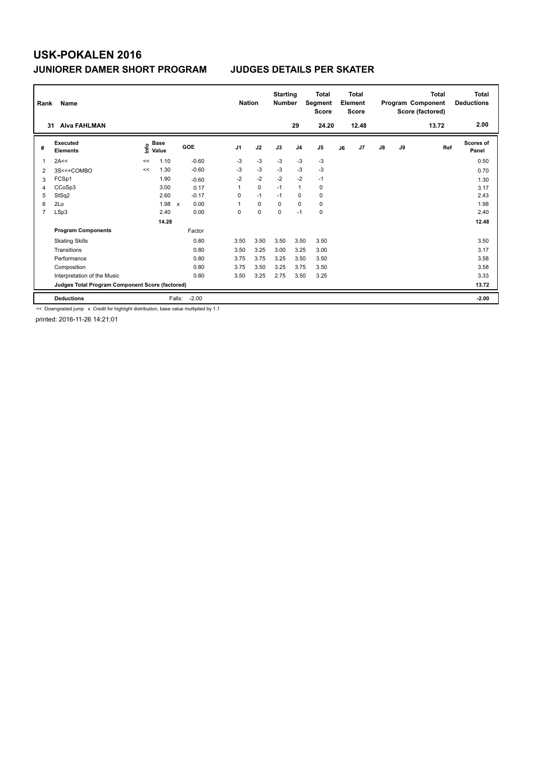# USK-POKALEN 2016

## JUNIORER DAMER SHORT PROGRAM JUDGES DETAILS PER SKATER

| Rank | Name | Nation | Starting Number | Total Segment Score | Total Element Score | Total Program Component Score (factored) | Total Deductions |
|---|---|---|---|---|---|---|---|
| 31 | Alva FAHLMAN | | 29 | 24.20 | 12.48 | 13.72 | 2.00 |

| # | Executed Elements | Info | Base Value | | GOE | J1 | J2 | J3 | J4 | J5 | J6 | J7 | J8 | J9 | Ref | Scores of Panel |
|---|---|---|---|---|---|---|---|---|---|---|---|---|---|---|---|---|
| 1 | 2A<< | << | 1.10 | | -0.60 | -3 | -3 | -3 | -3 | -3 | | | | | | 0.50 |
| 2 | 3S<<+COMBO | << | 1.30 | | -0.60 | -3 | -3 | -3 | -3 | -3 | | | | | | 0.70 |
| 3 | FCSp1 | | 1.90 | | -0.60 | -2 | -2 | -2 | -2 | -1 | | | | | | 1.30 |
| 4 | CCoSp3 | | 3.00 | | 0.17 | 1 | 0 | -1 | 1 | 0 | | | | | | 3.17 |
| 5 | StSq2 | | 2.60 | | -0.17 | 0 | -1 | -1 | 0 | 0 | | | | | | 2.43 |
| 6 | 2Lo | | 1.98 | x | 0.00 | 1 | 0 | 0 | 0 | 0 | | | | | | 1.98 |
| 7 | LSp3 | | 2.40 | | 0.00 | 0 | 0 | 0 | -1 | 0 | | | | | | 2.40 |
| | | | 14.28 | | | | | | | | | | | | | 12.48 |
| | **Program Components** | | | | Factor | | | | | | | | | | | |
| | Skating Skills | | | | 0.80 | 3.50 | 3.50 | 3.50 | 3.50 | 3.50 | | | | | | 3.50 |
| | Transitions | | | | 0.80 | 3.50 | 3.25 | 3.00 | 3.25 | 3.00 | | | | | | 3.17 |
| | Performance | | | | 0.80 | 3.75 | 3.75 | 3.25 | 3.50 | 3.50 | | | | | | 3.58 |
| | Composition | | | | 0.80 | 3.75 | 3.50 | 3.25 | 3.75 | 3.50 | | | | | | 3.58 |
| | Interpretation of the Music | | | | 0.80 | 3.50 | 3.25 | 2.75 | 3.50 | 3.25 | | | | | | 3.33 |
| | **Judges Total Program Component Score (factored)** | | | | | | | | | | | | | | | 13.72 |
| | **Deductions** | | | Falls: | -2.00 | | | | | | | | | | | -2.00 |

<< Downgraded jump x Credit for highlight distribution, base value multiplied by 1.1

printed: 2016-11-26 14:21:01